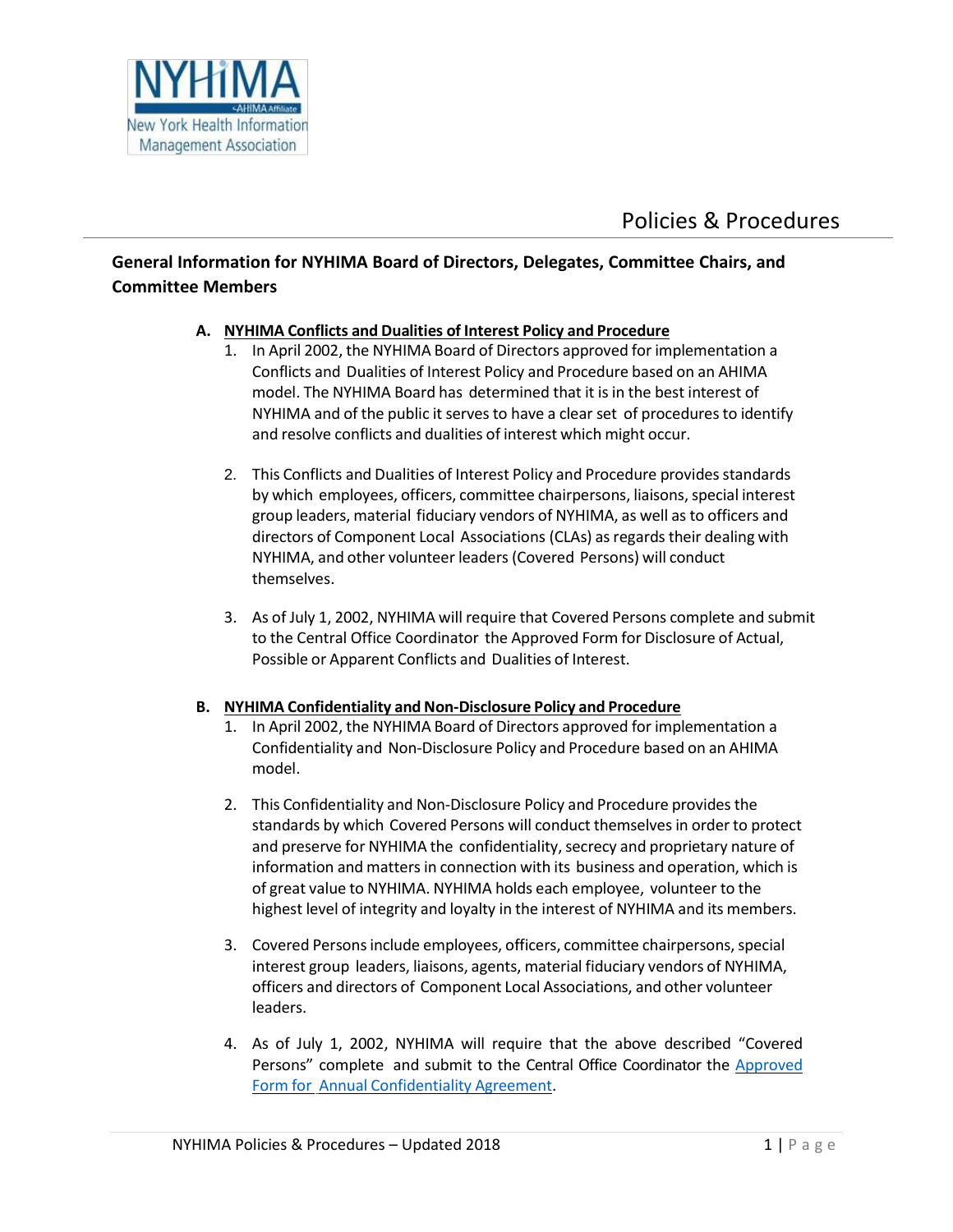# Policies & Procedures

## General Information for NYHIMA Board of Directors, Delegates, Committee Chairs, and Committee Members

### A. NYHIMA Conflicts and Dualities of Interest Policy and Procedure

1. In April 2002, the NYHIMA Board of Directors approved for implementation a Conflicts and Dualities of Interest Policy and Procedure based on an AHIMA model. The NYHIMA Board has determined that it is in the best interest of NYHIMA and of the public it serves to have a clear set of procedures to identify and resolve conflicts and dualities of interest which might occur.

2. This Conflicts and Dualities of Interest Policy and Procedure provides standards by which employees, officers, committee chairpersons, liaisons, special interest group leaders, material fiduciary vendors of NYHIMA, as well as to officers and directors of Component Local Associations (CLAs) as regards their dealing with NYHIMA, and other volunteer leaders (Covered Persons) will conduct themselves.

3. As of July 1, 2002, NYHIMA will require that Covered Persons complete and submit to the Central Office Coordinator the Approved Form for Disclosure of Actual, Possible or Apparent Conflicts and Dualities of Interest.

### B. NYHIMA Confidentiality and Non-Disclosure Policy and Procedure

1. In April 2002, the NYHIMA Board of Directors approved for implementation a Confidentiality and Non-Disclosure Policy and Procedure based on an AHIMA model.

2. This Confidentiality and Non-Disclosure Policy and Procedure provides the standards by which Covered Persons will conduct themselves in order to protect and preserve for NYHIMA the confidentiality, secrecy and proprietary nature of information and matters in connection with its business and operation, which is of great value to NYHIMA. NYHIMA holds each employee, volunteer to the highest level of integrity and loyalty in the interest of NYHIMA and its members.

3. Covered Persons include employees, officers, committee chairpersons, special interest group leaders, liaisons, agents, material fiduciary vendors of NYHIMA, officers and directors of Component Local Associations, and other volunteer leaders.

4. As of July 1, 2002, NYHIMA will require that the above described "Covered Persons" complete and submit to the Central Office Coordinator the Approved Form for Annual Confidentiality Agreement.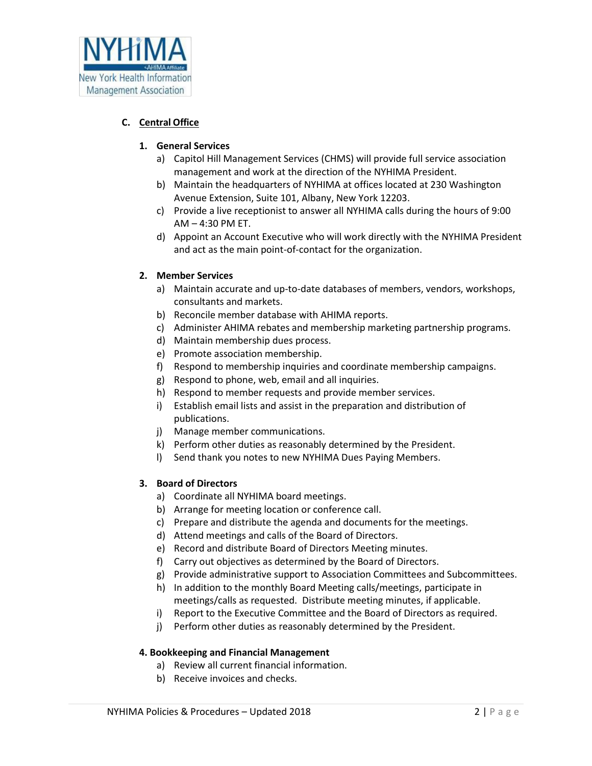## C. Central Office

### 1. General Services

a) Capitol Hill Management Services (CHMS) will provide full service association management and work at the direction of the NYHIMA President.
b) Maintain the headquarters of NYHIMA at offices located at 230 Washington Avenue Extension, Suite 101, Albany, New York 12203.
c) Provide a live receptionist to answer all NYHIMA calls during the hours of 9:00 AM – 4:30 PM ET.
d) Appoint an Account Executive who will work directly with the NYHIMA President and act as the main point-of-contact for the organization.

### 2. Member Services

a) Maintain accurate and up-to-date databases of members, vendors, workshops, consultants and markets.
b) Reconcile member database with AHIMA reports.
c) Administer AHIMA rebates and membership marketing partnership programs.
d) Maintain membership dues process.
e) Promote association membership.
f) Respond to membership inquiries and coordinate membership campaigns.
g) Respond to phone, web, email and all inquiries.
h) Respond to member requests and provide member services.
i) Establish email lists and assist in the preparation and distribution of publications.
j) Manage member communications.
k) Perform other duties as reasonably determined by the President.
l) Send thank you notes to new NYHIMA Dues Paying Members.

### 3. Board of Directors

a) Coordinate all NYHIMA board meetings.
b) Arrange for meeting location or conference call.
c) Prepare and distribute the agenda and documents for the meetings.
d) Attend meetings and calls of the Board of Directors.
e) Record and distribute Board of Directors Meeting minutes.
f) Carry out objectives as determined by the Board of Directors.
g) Provide administrative support to Association Committees and Subcommittees.
h) In addition to the monthly Board Meeting calls/meetings, participate in meetings/calls as requested. Distribute meeting minutes, if applicable.
i) Report to the Executive Committee and the Board of Directors as required.
j) Perform other duties as reasonably determined by the President.

### 4. Bookkeeping and Financial Management

a) Review all current financial information.
b) Receive invoices and checks.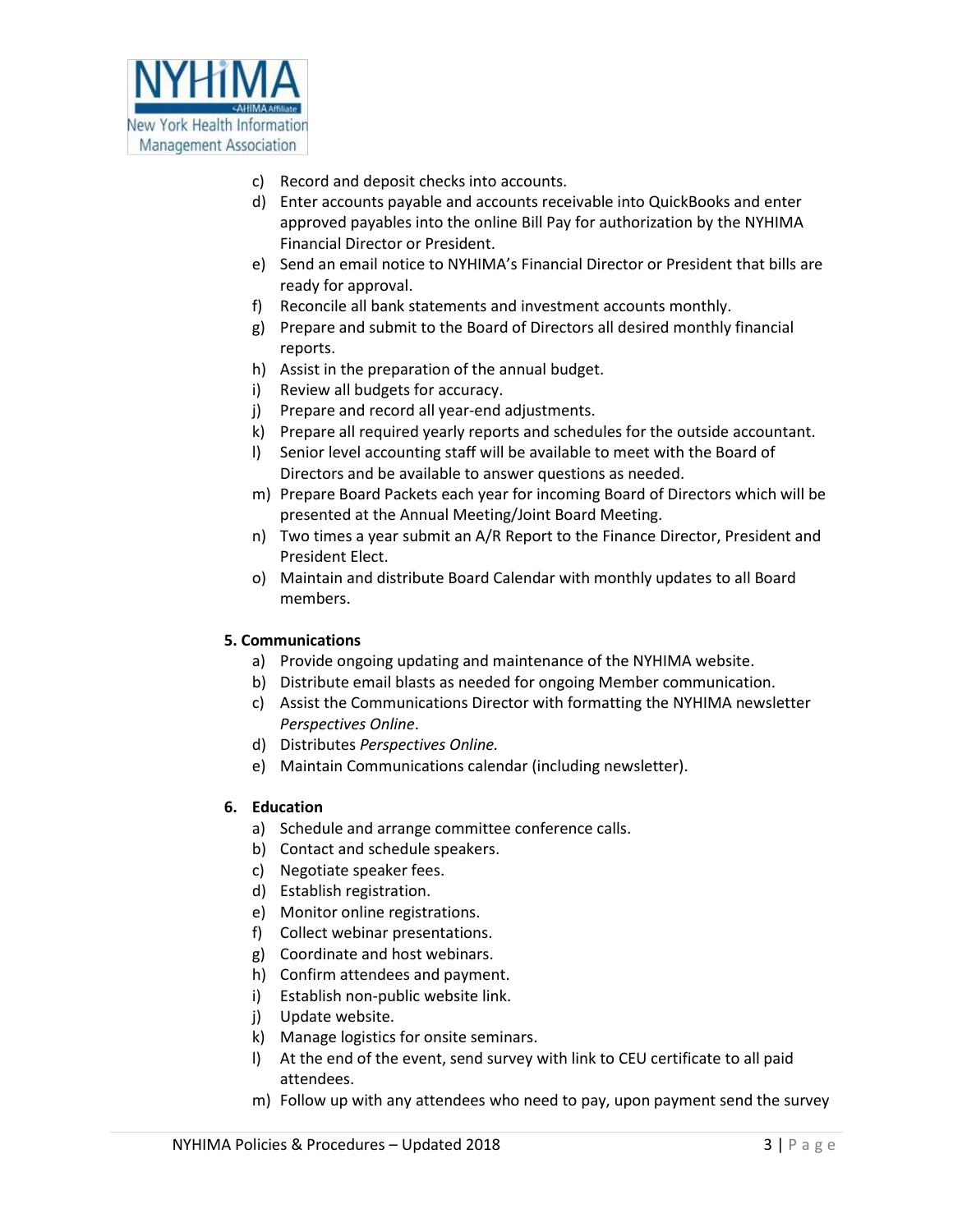c) Record and deposit checks into accounts.
d) Enter accounts payable and accounts receivable into QuickBooks and enter approved payables into the online Bill Pay for authorization by the NYHIMA Financial Director or President.
e) Send an email notice to NYHIMA's Financial Director or President that bills are ready for approval.
f) Reconcile all bank statements and investment accounts monthly.
g) Prepare and submit to the Board of Directors all desired monthly financial reports.
h) Assist in the preparation of the annual budget.
i) Review all budgets for accuracy.
j) Prepare and record all year-end adjustments.
k) Prepare all required yearly reports and schedules for the outside accountant.
l) Senior level accounting staff will be available to meet with the Board of Directors and be available to answer questions as needed.
m) Prepare Board Packets each year for incoming Board of Directors which will be presented at the Annual Meeting/Joint Board Meeting.
n) Two times a year submit an A/R Report to the Finance Director, President and President Elect.
o) Maintain and distribute Board Calendar with monthly updates to all Board members.

**5. Communications**

a) Provide ongoing updating and maintenance of the NYHIMA website.
b) Distribute email blasts as needed for ongoing Member communication.
c) Assist the Communications Director with formatting the NYHIMA newsletter *Perspectives Online*.
d) Distributes *Perspectives Online.*
e) Maintain Communications calendar (including newsletter).

**6. Education**

a) Schedule and arrange committee conference calls.
b) Contact and schedule speakers.
c) Negotiate speaker fees.
d) Establish registration.
e) Monitor online registrations.
f) Collect webinar presentations.
g) Coordinate and host webinars.
h) Confirm attendees and payment.
i) Establish non-public website link.
j) Update website.
k) Manage logistics for onsite seminars.
l) At the end of the event, send survey with link to CEU certificate to all paid attendees.
m) Follow up with any attendees who need to pay, upon payment send the survey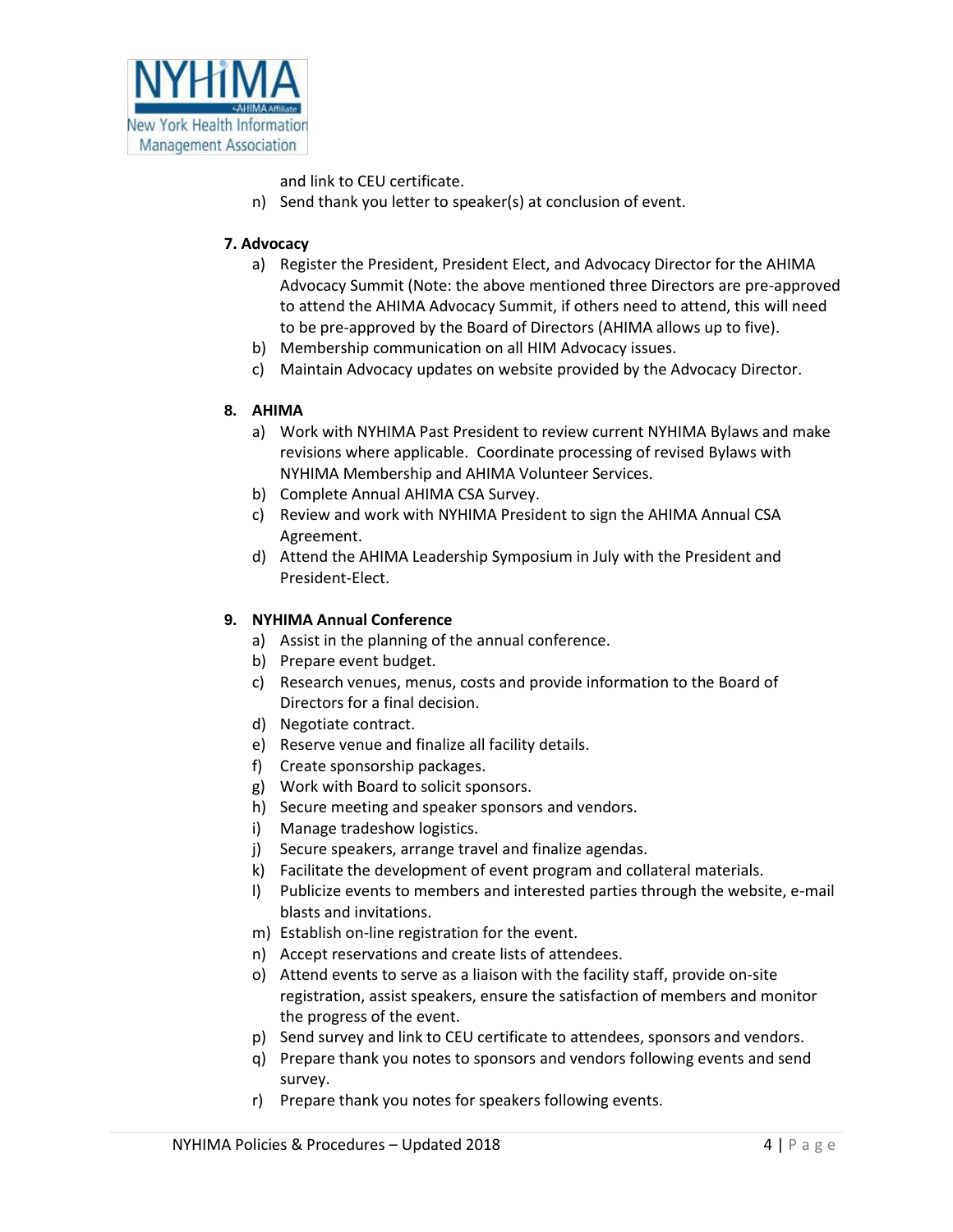and link to CEU certificate.

n) Send thank you letter to speaker(s) at conclusion of event.

**7. Advocacy**

a) Register the President, President Elect, and Advocacy Director for the AHIMA Advocacy Summit (Note: the above mentioned three Directors are pre-approved to attend the AHIMA Advocacy Summit, if others need to attend, this will need to be pre-approved by the Board of Directors (AHIMA allows up to five).
b) Membership communication on all HIM Advocacy issues.
c) Maintain Advocacy updates on website provided by the Advocacy Director.

**8. AHIMA**

a) Work with NYHIMA Past President to review current NYHIMA Bylaws and make revisions where applicable. Coordinate processing of revised Bylaws with NYHIMA Membership and AHIMA Volunteer Services.
b) Complete Annual AHIMA CSA Survey.
c) Review and work with NYHIMA President to sign the AHIMA Annual CSA Agreement.
d) Attend the AHIMA Leadership Symposium in July with the President and President-Elect.

**9. NYHIMA Annual Conference**

a) Assist in the planning of the annual conference.
b) Prepare event budget.
c) Research venues, menus, costs and provide information to the Board of Directors for a final decision.
d) Negotiate contract.
e) Reserve venue and finalize all facility details.
f) Create sponsorship packages.
g) Work with Board to solicit sponsors.
h) Secure meeting and speaker sponsors and vendors.
i) Manage tradeshow logistics.
j) Secure speakers, arrange travel and finalize agendas.
k) Facilitate the development of event program and collateral materials.
l) Publicize events to members and interested parties through the website, e-mail blasts and invitations.
m) Establish on-line registration for the event.
n) Accept reservations and create lists of attendees.
o) Attend events to serve as a liaison with the facility staff, provide on-site registration, assist speakers, ensure the satisfaction of members and monitor the progress of the event.
p) Send survey and link to CEU certificate to attendees, sponsors and vendors.
q) Prepare thank you notes to sponsors and vendors following events and send survey.
r) Prepare thank you notes for speakers following events.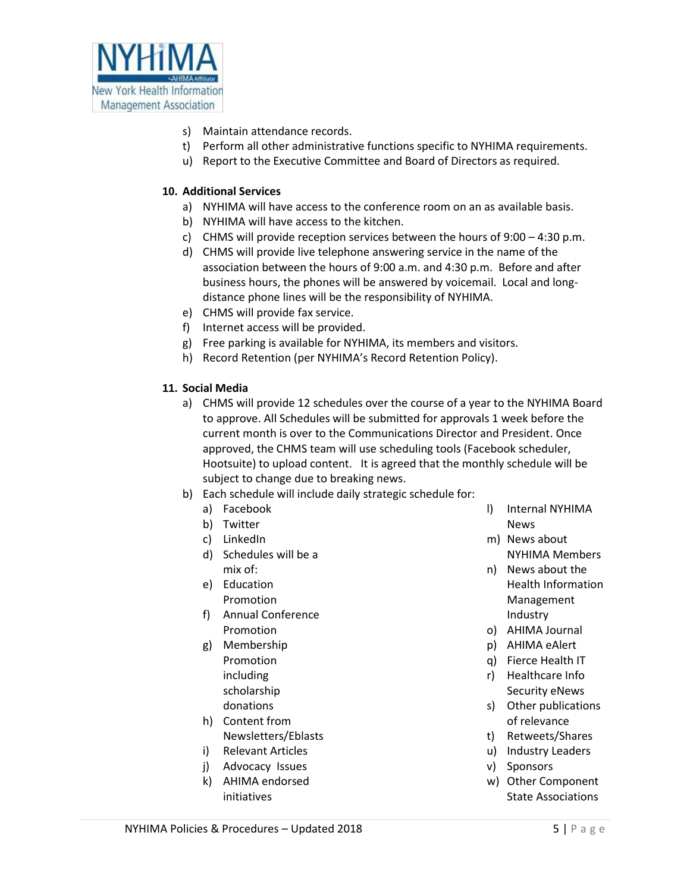s) Maintain attendance records.
t) Perform all other administrative functions specific to NYHIMA requirements.
u) Report to the Executive Committee and Board of Directors as required.

**10. Additional Services**

a) NYHIMA will have access to the conference room on an as available basis.
b) NYHIMA will have access to the kitchen.
c) CHMS will provide reception services between the hours of 9:00 – 4:30 p.m.
d) CHMS will provide live telephone answering service in the name of the association between the hours of 9:00 a.m. and 4:30 p.m. Before and after business hours, the phones will be answered by voicemail. Local and long-distance phone lines will be the responsibility of NYHIMA.
e) CHMS will provide fax service.
f) Internet access will be provided.
g) Free parking is available for NYHIMA, its members and visitors.
h) Record Retention (per NYHIMA's Record Retention Policy).

**11. Social Media**

a) CHMS will provide 12 schedules over the course of a year to the NYHIMA Board to approve. All Schedules will be submitted for approvals 1 week before the current month is over to the Communications Director and President. Once approved, the CHMS team will use scheduling tools (Facebook scheduler, Hootsuite) to upload content. It is agreed that the monthly schedule will be subject to change due to breaking news.
b) Each schedule will include daily strategic schedule for:
   a) Facebook
   b) Twitter
   c) LinkedIn
   d) Schedules will be a mix of:
   e) Education Promotion
   f) Annual Conference Promotion
   g) Membership Promotion including scholarship donations
   h) Content from Newsletters/Eblasts
   i) Relevant Articles
   j) Advocacy Issues
   k) AHIMA endorsed initiatives
   l) Internal NYHIMA News
   m) News about NYHIMA Members
   n) News about the Health Information Management Industry
   o) AHIMA Journal
   p) AHIMA eAlert
   q) Fierce Health IT
   r) Healthcare Info Security eNews
   s) Other publications of relevance
   t) Retweets/Shares
   u) Industry Leaders
   v) Sponsors
   w) Other Component State Associations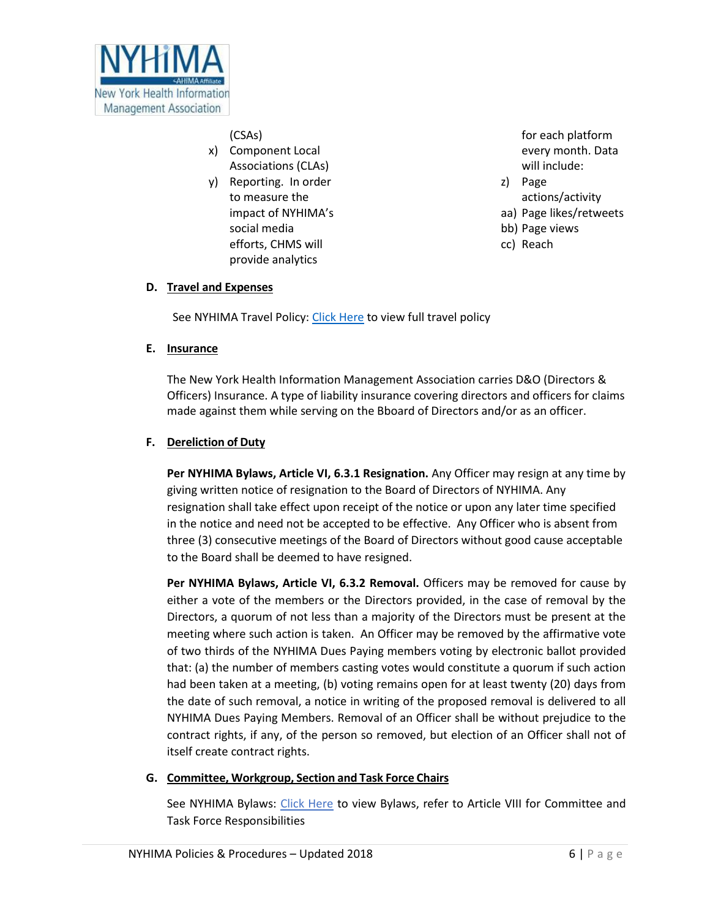(CSAs)

x) Component Local Associations (CLAs)

y) Reporting. In order to measure the impact of NYHIMA's social media efforts, CHMS will provide analytics for each platform every month. Data will include:

z) Page actions/activity

aa) Page likes/retweets

bb) Page views

cc) Reach

**D. Travel and Expenses**

See NYHIMA Travel Policy: Click Here to view full travel policy

**E. Insurance**

The New York Health Information Management Association carries D&O (Directors & Officers) Insurance. A type of liability insurance covering directors and officers for claims made against them while serving on the Bboard of Directors and/or as an officer.

**F. Dereliction of Duty**

**Per NYHIMA Bylaws, Article VI, 6.3.1 Resignation.** Any Officer may resign at any time by giving written notice of resignation to the Board of Directors of NYHIMA. Any resignation shall take effect upon receipt of the notice or upon any later time specified in the notice and need not be accepted to be effective. Any Officer who is absent from three (3) consecutive meetings of the Board of Directors without good cause acceptable to the Board shall be deemed to have resigned.

**Per NYHIMA Bylaws, Article VI, 6.3.2 Removal.** Officers may be removed for cause by either a vote of the members or the Directors provided, in the case of removal by the Directors, a quorum of not less than a majority of the Directors must be present at the meeting where such action is taken. An Officer may be removed by the affirmative vote of two thirds of the NYHIMA Dues Paying members voting by electronic ballot provided that: (a) the number of members casting votes would constitute a quorum if such action had been taken at a meeting, (b) voting remains open for at least twenty (20) days from the date of such removal, a notice in writing of the proposed removal is delivered to all NYHIMA Dues Paying Members. Removal of an Officer shall be without prejudice to the contract rights, if any, of the person so removed, but election of an Officer shall not of itself create contract rights.

**G. Committee, Workgroup, Section and Task Force Chairs**

See NYHIMA Bylaws: Click Here to view Bylaws, refer to Article VIII for Committee and Task Force Responsibilities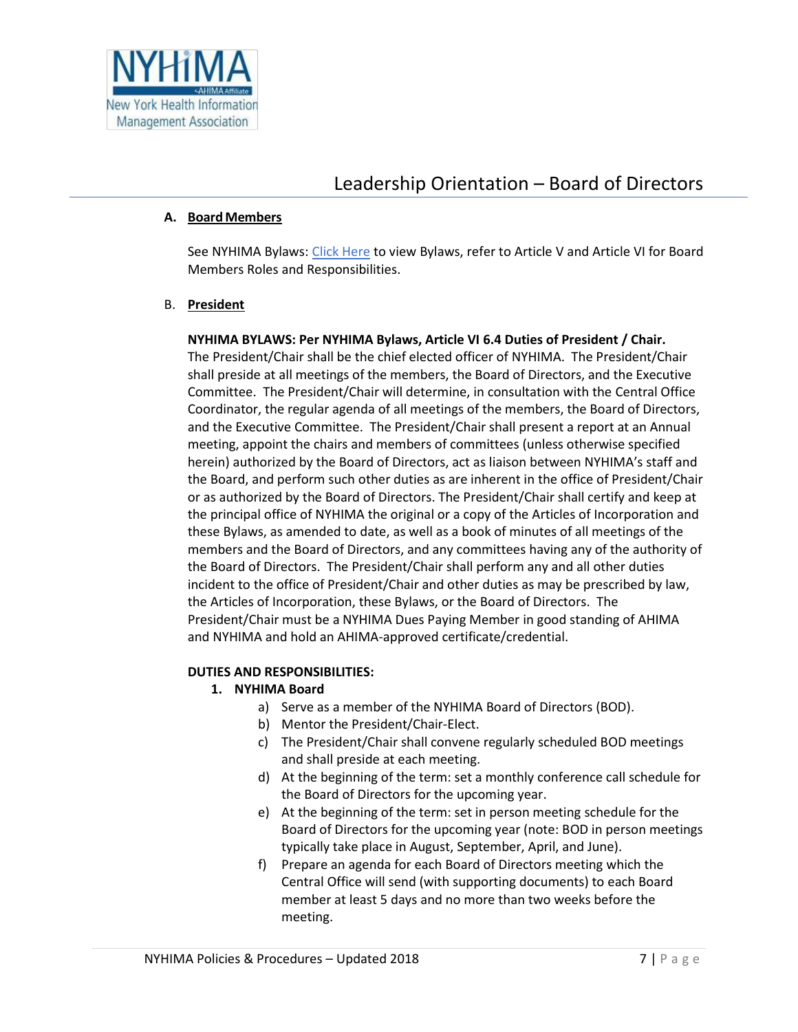# Leadership Orientation – Board of Directors

A. **Board Members**

See NYHIMA Bylaws: [Click Here](#) to view Bylaws, refer to Article V and Article VI for Board Members Roles and Responsibilities.

B. **President**

**NYHIMA BYLAWS: Per NYHIMA Bylaws, Article VI 6.4 Duties of President / Chair.**
The President/Chair shall be the chief elected officer of NYHIMA. The President/Chair shall preside at all meetings of the members, the Board of Directors, and the Executive Committee. The President/Chair will determine, in consultation with the Central Office Coordinator, the regular agenda of all meetings of the members, the Board of Directors, and the Executive Committee. The President/Chair shall present a report at an Annual meeting, appoint the chairs and members of committees (unless otherwise specified herein) authorized by the Board of Directors, act as liaison between NYHIMA's staff and the Board, and perform such other duties as are inherent in the office of President/Chair or as authorized by the Board of Directors. The President/Chair shall certify and keep at the principal office of NYHIMA the original or a copy of the Articles of Incorporation and these Bylaws, as amended to date, as well as a book of minutes of all meetings of the members and the Board of Directors, and any committees having any of the authority of the Board of Directors. The President/Chair shall perform any and all other duties incident to the office of President/Chair and other duties as may be prescribed by law, the Articles of Incorporation, these Bylaws, or the Board of Directors. The President/Chair must be a NYHIMA Dues Paying Member in good standing of AHIMA and NYHIMA and hold an AHIMA-approved certificate/credential.

**DUTIES AND RESPONSIBILITIES:**

1. **NYHIMA Board**
   a) Serve as a member of the NYHIMA Board of Directors (BOD).
   b) Mentor the President/Chair-Elect.
   c) The President/Chair shall convene regularly scheduled BOD meetings and shall preside at each meeting.
   d) At the beginning of the term: set a monthly conference call schedule for the Board of Directors for the upcoming year.
   e) At the beginning of the term: set in person meeting schedule for the Board of Directors for the upcoming year (note: BOD in person meetings typically take place in August, September, April, and June).
   f) Prepare an agenda for each Board of Directors meeting which the Central Office will send (with supporting documents) to each Board member at least 5 days and no more than two weeks before the meeting.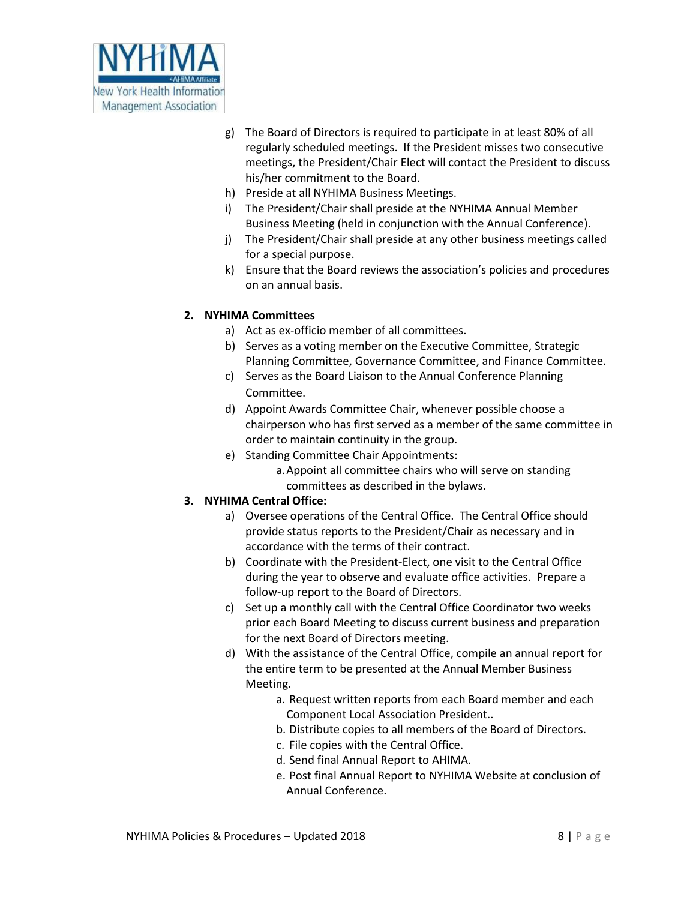g) The Board of Directors is required to participate in at least 80% of all regularly scheduled meetings. If the President misses two consecutive meetings, the President/Chair Elect will contact the President to discuss his/her commitment to the Board.
h) Preside at all NYHIMA Business Meetings.
i) The President/Chair shall preside at the NYHIMA Annual Member Business Meeting (held in conjunction with the Annual Conference).
j) The President/Chair shall preside at any other business meetings called for a special purpose.
k) Ensure that the Board reviews the association's policies and procedures on an annual basis.

**2. NYHIMA Committees**

a) Act as ex-officio member of all committees.
b) Serves as a voting member on the Executive Committee, Strategic Planning Committee, Governance Committee, and Finance Committee.
c) Serves as the Board Liaison to the Annual Conference Planning Committee.
d) Appoint Awards Committee Chair, whenever possible choose a chairperson who has first served as a member of the same committee in order to maintain continuity in the group.
e) Standing Committee Chair Appointments:
    a. Appoint all committee chairs who will serve on standing committees as described in the bylaws.

**3. NYHIMA Central Office:**

a) Oversee operations of the Central Office. The Central Office should provide status reports to the President/Chair as necessary and in accordance with the terms of their contract.
b) Coordinate with the President-Elect, one visit to the Central Office during the year to observe and evaluate office activities. Prepare a follow-up report to the Board of Directors.
c) Set up a monthly call with the Central Office Coordinator two weeks prior each Board Meeting to discuss current business and preparation for the next Board of Directors meeting.
d) With the assistance of the Central Office, compile an annual report for the entire term to be presented at the Annual Member Business Meeting.
    a. Request written reports from each Board member and each Component Local Association President..
    b. Distribute copies to all members of the Board of Directors.
    c. File copies with the Central Office.
    d. Send final Annual Report to AHIMA.
    e. Post final Annual Report to NYHIMA Website at conclusion of Annual Conference.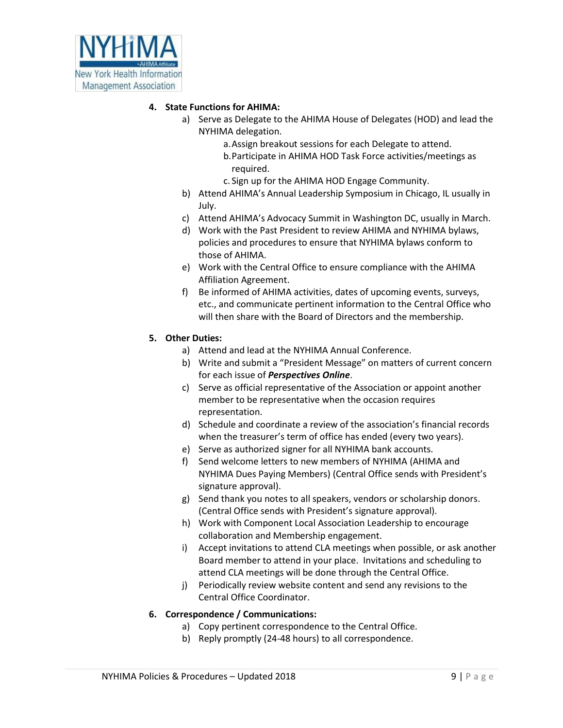4. **State Functions for AHIMA:**
    a) Serve as Delegate to the AHIMA House of Delegates (HOD) and lead the NYHIMA delegation.
        a. Assign breakout sessions for each Delegate to attend.
        b. Participate in AHIMA HOD Task Force activities/meetings as required.
        c. Sign up for the AHIMA HOD Engage Community.
    b) Attend AHIMA's Annual Leadership Symposium in Chicago, IL usually in July.
    c) Attend AHIMA's Advocacy Summit in Washington DC, usually in March.
    d) Work with the Past President to review AHIMA and NYHIMA bylaws, policies and procedures to ensure that NYHIMA bylaws conform to those of AHIMA.
    e) Work with the Central Office to ensure compliance with the AHIMA Affiliation Agreement.
    f) Be informed of AHIMA activities, dates of upcoming events, surveys, etc., and communicate pertinent information to the Central Office who will then share with the Board of Directors and the membership.

5. **Other Duties:**
    a) Attend and lead at the NYHIMA Annual Conference.
    b) Write and submit a "President Message" on matters of current concern for each issue of ***Perspectives Online***.
    c) Serve as official representative of the Association or appoint another member to be representative when the occasion requires representation.
    d) Schedule and coordinate a review of the association's financial records when the treasurer's term of office has ended (every two years).
    e) Serve as authorized signer for all NYHIMA bank accounts.
    f) Send welcome letters to new members of NYHIMA (AHIMA and NYHIMA Dues Paying Members) (Central Office sends with President's signature approval).
    g) Send thank you notes to all speakers, vendors or scholarship donors. (Central Office sends with President's signature approval).
    h) Work with Component Local Association Leadership to encourage collaboration and Membership engagement.
    i) Accept invitations to attend CLA meetings when possible, or ask another Board member to attend in your place. Invitations and scheduling to attend CLA meetings will be done through the Central Office.
    j) Periodically review website content and send any revisions to the Central Office Coordinator.

6. **Correspondence / Communications:**
    a) Copy pertinent correspondence to the Central Office.
    b) Reply promptly (24-48 hours) to all correspondence.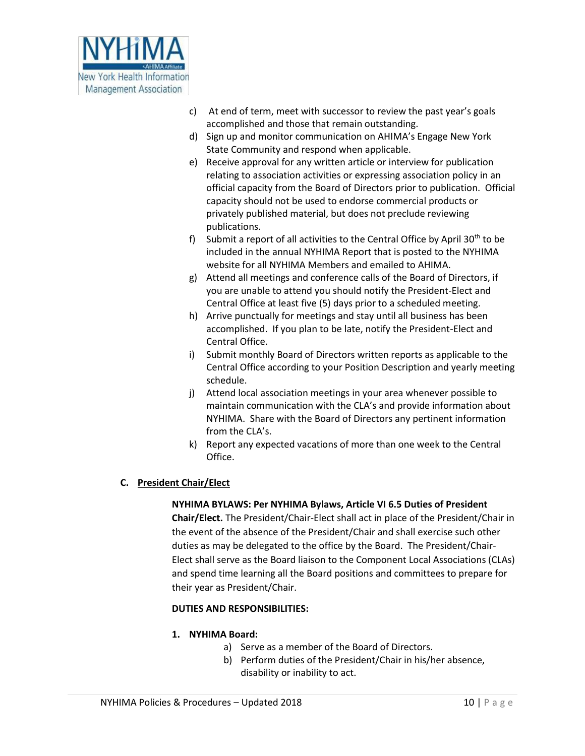c) At end of term, meet with successor to review the past year's goals accomplished and those that remain outstanding.
d) Sign up and monitor communication on AHIMA's Engage New York State Community and respond when applicable.
e) Receive approval for any written article or interview for publication relating to association activities or expressing association policy in an official capacity from the Board of Directors prior to publication. Official capacity should not be used to endorse commercial products or privately published material, but does not preclude reviewing publications.
f) Submit a report of all activities to the Central Office by April 30th to be included in the annual NYHIMA Report that is posted to the NYHIMA website for all NYHIMA Members and emailed to AHIMA.
g) Attend all meetings and conference calls of the Board of Directors, if you are unable to attend you should notify the President-Elect and Central Office at least five (5) days prior to a scheduled meeting.
h) Arrive punctually for meetings and stay until all business has been accomplished. If you plan to be late, notify the President-Elect and Central Office.
i) Submit monthly Board of Directors written reports as applicable to the Central Office according to your Position Description and yearly meeting schedule.
j) Attend local association meetings in your area whenever possible to maintain communication with the CLA's and provide information about NYHIMA. Share with the Board of Directors any pertinent information from the CLA's.
k) Report any expected vacations of more than one week to the Central Office.

### C. President Chair/Elect

**NYHIMA BYLAWS: Per NYHIMA Bylaws, Article VI 6.5 Duties of President Chair/Elect.** The President/Chair-Elect shall act in place of the President/Chair in the event of the absence of the President/Chair and shall exercise such other duties as may be delegated to the office by the Board. The President/Chair-Elect shall serve as the Board liaison to the Component Local Associations (CLAs) and spend time learning all the Board positions and committees to prepare for their year as President/Chair.

**DUTIES AND RESPONSIBILITIES:**

**1. NYHIMA Board:**

a) Serve as a member of the Board of Directors.
b) Perform duties of the President/Chair in his/her absence, disability or inability to act.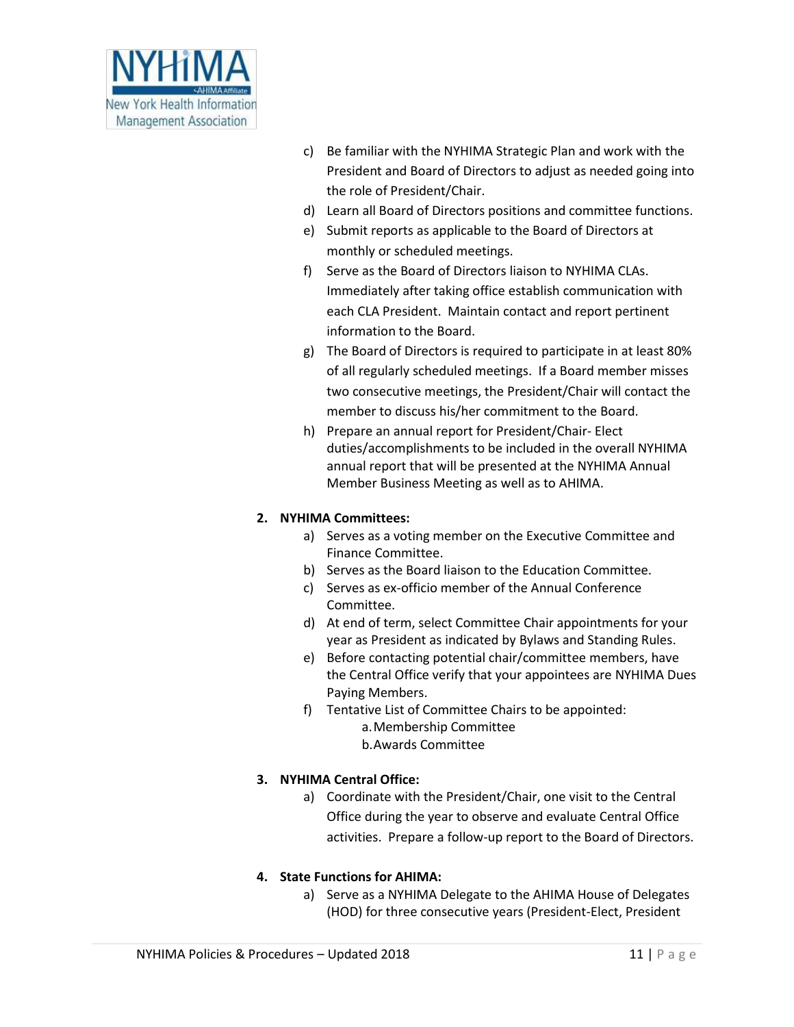c) Be familiar with the NYHIMA Strategic Plan and work with the President and Board of Directors to adjust as needed going into the role of President/Chair.
d) Learn all Board of Directors positions and committee functions.
e) Submit reports as applicable to the Board of Directors at monthly or scheduled meetings.
f) Serve as the Board of Directors liaison to NYHIMA CLAs. Immediately after taking office establish communication with each CLA President. Maintain contact and report pertinent information to the Board.
g) The Board of Directors is required to participate in at least 80% of all regularly scheduled meetings. If a Board member misses two consecutive meetings, the President/Chair will contact the member to discuss his/her commitment to the Board.
h) Prepare an annual report for President/Chair- Elect duties/accomplishments to be included in the overall NYHIMA annual report that will be presented at the NYHIMA Annual Member Business Meeting as well as to AHIMA.

**2. NYHIMA Committees:**

a) Serves as a voting member on the Executive Committee and Finance Committee.
b) Serves as the Board liaison to the Education Committee.
c) Serves as ex-officio member of the Annual Conference Committee.
d) At end of term, select Committee Chair appointments for your year as President as indicated by Bylaws and Standing Rules.
e) Before contacting potential chair/committee members, have the Central Office verify that your appointees are NYHIMA Dues Paying Members.
f) Tentative List of Committee Chairs to be appointed:
   a. Membership Committee
   b. Awards Committee

**3. NYHIMA Central Office:**

a) Coordinate with the President/Chair, one visit to the Central Office during the year to observe and evaluate Central Office activities. Prepare a follow-up report to the Board of Directors.

**4. State Functions for AHIMA:**

a) Serve as a NYHIMA Delegate to the AHIMA House of Delegates (HOD) for three consecutive years (President-Elect, President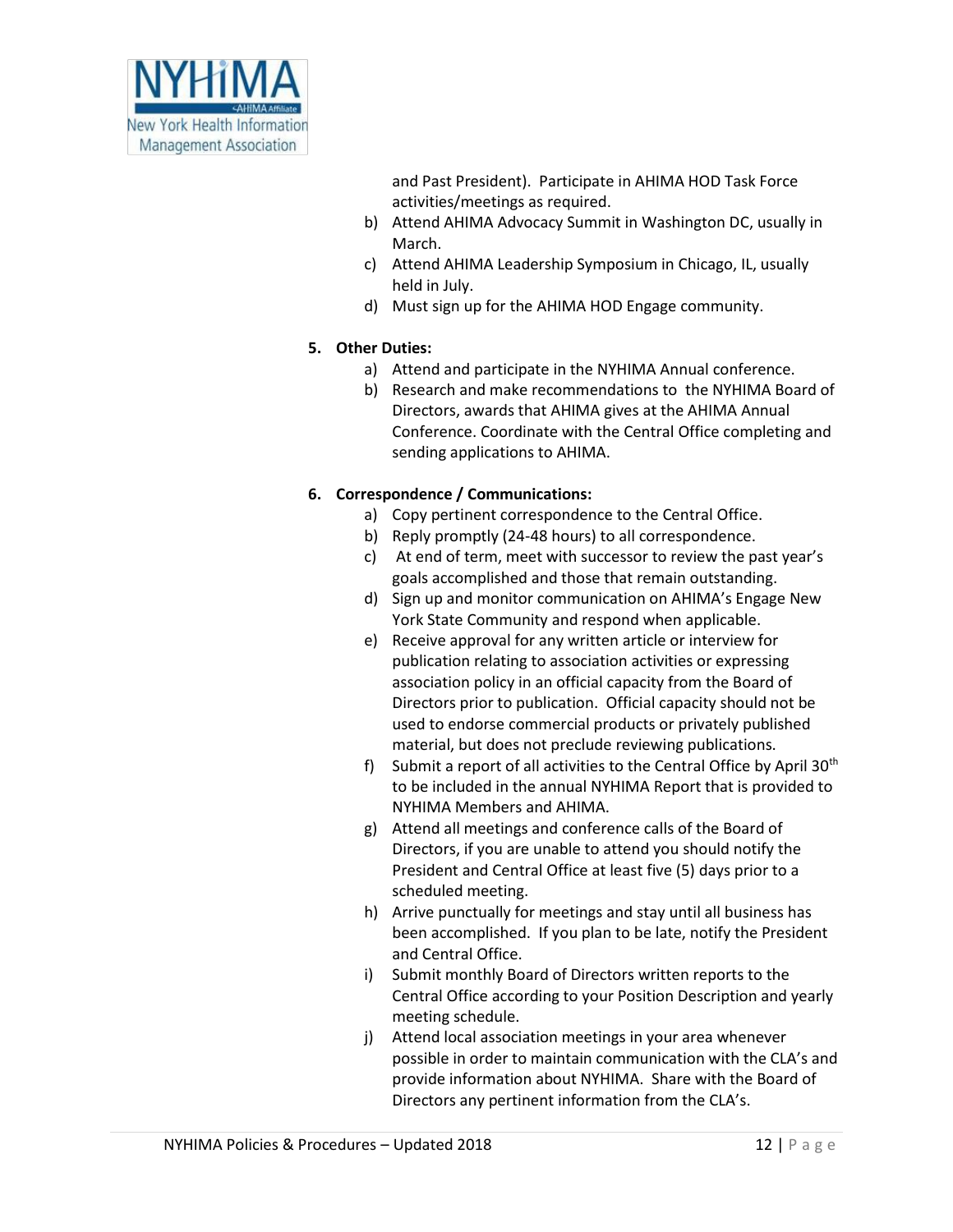and Past President). Participate in AHIMA HOD Task Force activities/meetings as required.

b) Attend AHIMA Advocacy Summit in Washington DC, usually in March.
c) Attend AHIMA Leadership Symposium in Chicago, IL, usually held in July.
d) Must sign up for the AHIMA HOD Engage community.

5. **Other Duties:**
    a) Attend and participate in the NYHIMA Annual conference.
    b) Research and make recommendations to the NYHIMA Board of Directors, awards that AHIMA gives at the AHIMA Annual Conference. Coordinate with the Central Office completing and sending applications to AHIMA.

6. **Correspondence / Communications:**
    a) Copy pertinent correspondence to the Central Office.
    b) Reply promptly (24-48 hours) to all correspondence.
    c) At end of term, meet with successor to review the past year's goals accomplished and those that remain outstanding.
    d) Sign up and monitor communication on AHIMA's Engage New York State Community and respond when applicable.
    e) Receive approval for any written article or interview for publication relating to association activities or expressing association policy in an official capacity from the Board of Directors prior to publication. Official capacity should not be used to endorse commercial products or privately published material, but does not preclude reviewing publications.
    f) Submit a report of all activities to the Central Office by April 30th to be included in the annual NYHIMA Report that is provided to NYHIMA Members and AHIMA.
    g) Attend all meetings and conference calls of the Board of Directors, if you are unable to attend you should notify the President and Central Office at least five (5) days prior to a scheduled meeting.
    h) Arrive punctually for meetings and stay until all business has been accomplished. If you plan to be late, notify the President and Central Office.
    i) Submit monthly Board of Directors written reports to the Central Office according to your Position Description and yearly meeting schedule.
    j) Attend local association meetings in your area whenever possible in order to maintain communication with the CLA's and provide information about NYHIMA. Share with the Board of Directors any pertinent information from the CLA's.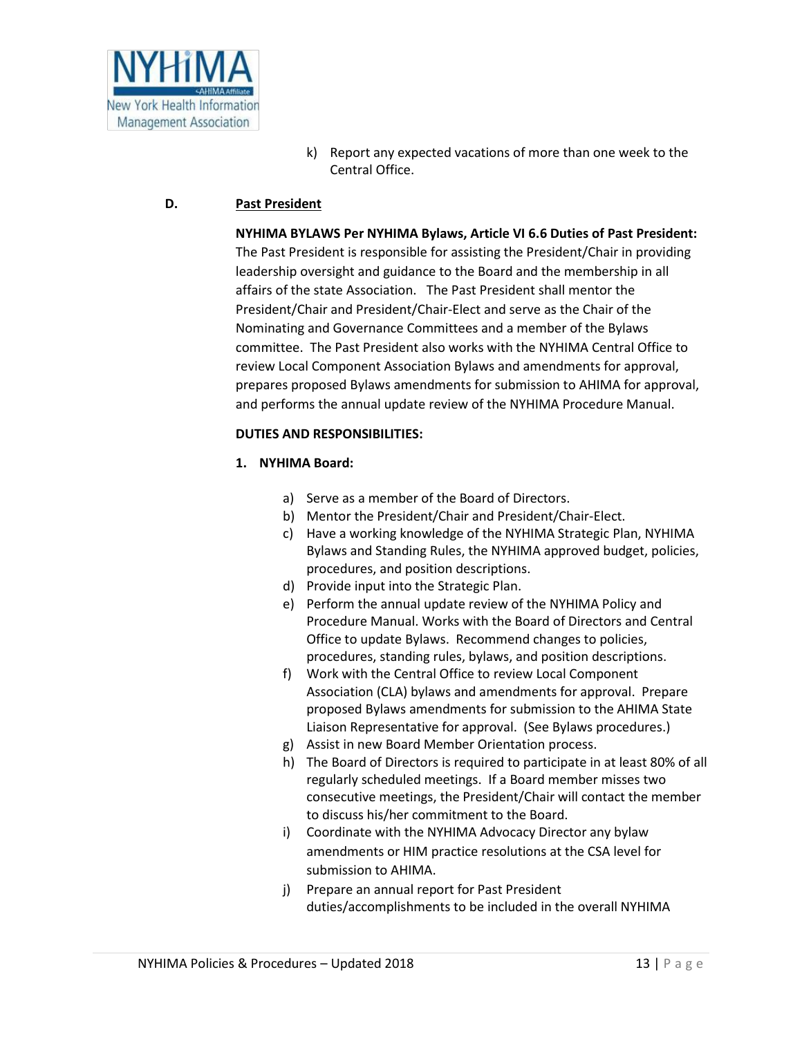k) Report any expected vacations of more than one week to the Central Office.

**D. Past President**

**NYHIMA BYLAWS Per NYHIMA Bylaws, Article VI 6.6 Duties of Past President:** The Past President is responsible for assisting the President/Chair in providing leadership oversight and guidance to the Board and the membership in all affairs of the state Association. The Past President shall mentor the President/Chair and President/Chair-Elect and serve as the Chair of the Nominating and Governance Committees and a member of the Bylaws committee. The Past President also works with the NYHIMA Central Office to review Local Component Association Bylaws and amendments for approval, prepares proposed Bylaws amendments for submission to AHIMA for approval, and performs the annual update review of the NYHIMA Procedure Manual.

**DUTIES AND RESPONSIBILITIES:**

**1. NYHIMA Board:**

a) Serve as a member of the Board of Directors.
b) Mentor the President/Chair and President/Chair-Elect.
c) Have a working knowledge of the NYHIMA Strategic Plan, NYHIMA Bylaws and Standing Rules, the NYHIMA approved budget, policies, procedures, and position descriptions.
d) Provide input into the Strategic Plan.
e) Perform the annual update review of the NYHIMA Policy and Procedure Manual. Works with the Board of Directors and Central Office to update Bylaws. Recommend changes to policies, procedures, standing rules, bylaws, and position descriptions.
f) Work with the Central Office to review Local Component Association (CLA) bylaws and amendments for approval. Prepare proposed Bylaws amendments for submission to the AHIMA State Liaison Representative for approval. (See Bylaws procedures.)
g) Assist in new Board Member Orientation process.
h) The Board of Directors is required to participate in at least 80% of all regularly scheduled meetings. If a Board member misses two consecutive meetings, the President/Chair will contact the member to discuss his/her commitment to the Board.
i) Coordinate with the NYHIMA Advocacy Director any bylaw amendments or HIM practice resolutions at the CSA level for submission to AHIMA.
j) Prepare an annual report for Past President duties/accomplishments to be included in the overall NYHIMA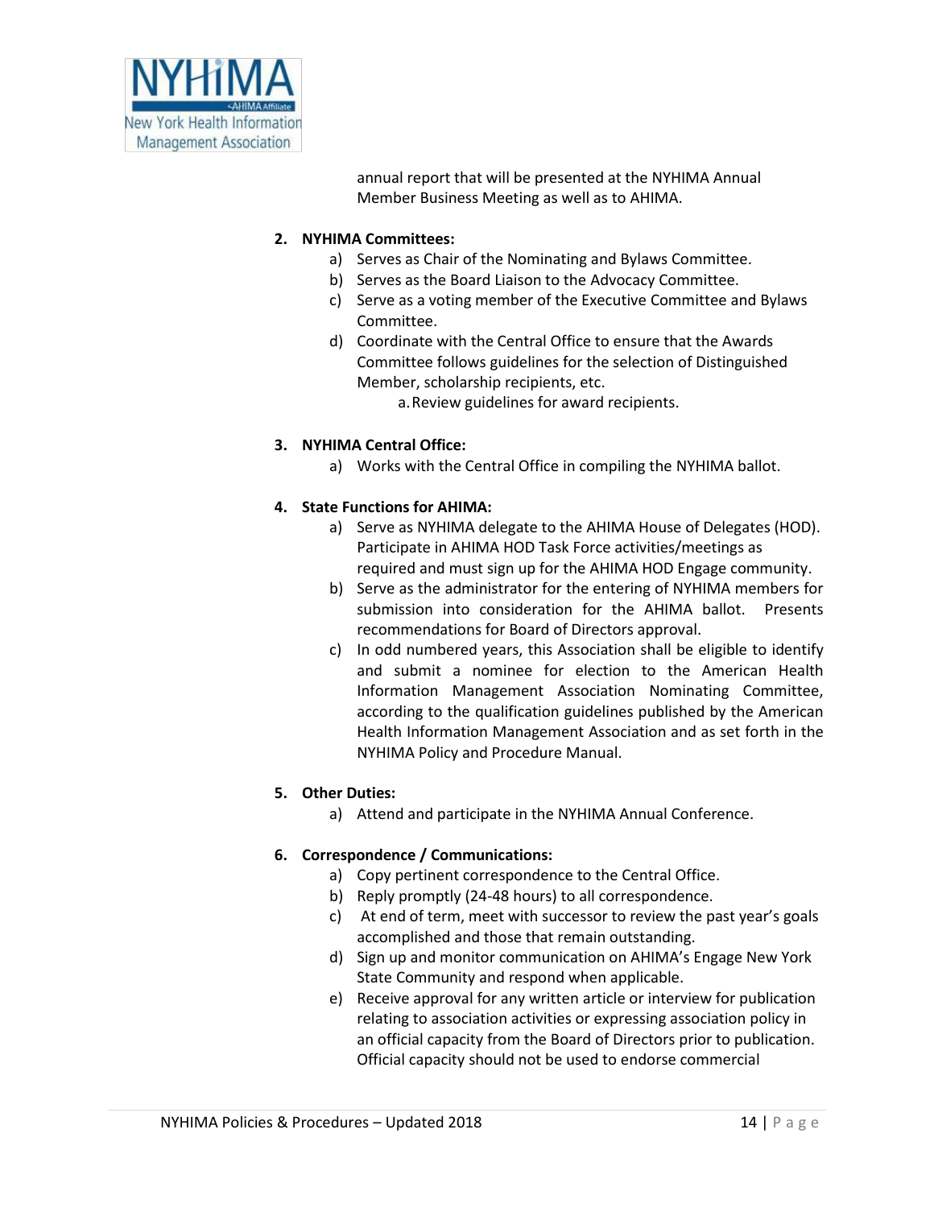annual report that will be presented at the NYHIMA Annual Member Business Meeting as well as to AHIMA.

2. **NYHIMA Committees:**
   a) Serves as Chair of the Nominating and Bylaws Committee.
   b) Serves as the Board Liaison to the Advocacy Committee.
   c) Serve as a voting member of the Executive Committee and Bylaws Committee.
   d) Coordinate with the Central Office to ensure that the Awards Committee follows guidelines for the selection of Distinguished Member, scholarship recipients, etc.
      a. Review guidelines for award recipients.

3. **NYHIMA Central Office:**
   a) Works with the Central Office in compiling the NYHIMA ballot.

4. **State Functions for AHIMA:**
   a) Serve as NYHIMA delegate to the AHIMA House of Delegates (HOD). Participate in AHIMA HOD Task Force activities/meetings as required and must sign up for the AHIMA HOD Engage community.
   b) Serve as the administrator for the entering of NYHIMA members for submission into consideration for the AHIMA ballot. Presents recommendations for Board of Directors approval.
   c) In odd numbered years, this Association shall be eligible to identify and submit a nominee for election to the American Health Information Management Association Nominating Committee, according to the qualification guidelines published by the American Health Information Management Association and as set forth in the NYHIMA Policy and Procedure Manual.

5. **Other Duties:**
   a) Attend and participate in the NYHIMA Annual Conference.

6. **Correspondence / Communications:**
   a) Copy pertinent correspondence to the Central Office.
   b) Reply promptly (24-48 hours) to all correspondence.
   c) At end of term, meet with successor to review the past year's goals accomplished and those that remain outstanding.
   d) Sign up and monitor communication on AHIMA's Engage New York State Community and respond when applicable.
   e) Receive approval for any written article or interview for publication relating to association activities or expressing association policy in an official capacity from the Board of Directors prior to publication. Official capacity should not be used to endorse commercial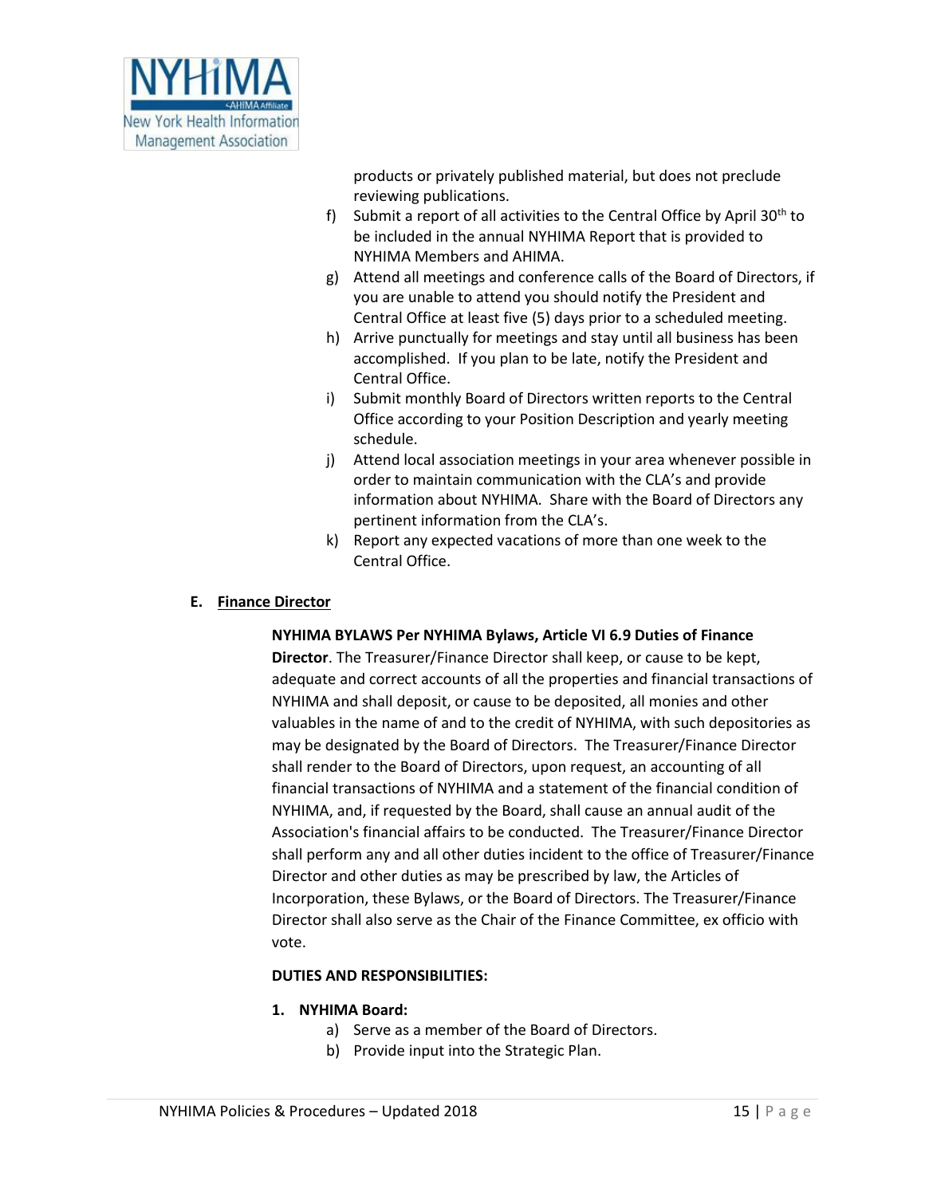products or privately published material, but does not preclude reviewing publications.

f) Submit a report of all activities to the Central Office by April 30th to be included in the annual NYHIMA Report that is provided to NYHIMA Members and AHIMA.

g) Attend all meetings and conference calls of the Board of Directors, if you are unable to attend you should notify the President and Central Office at least five (5) days prior to a scheduled meeting.

h) Arrive punctually for meetings and stay until all business has been accomplished. If you plan to be late, notify the President and Central Office.

i) Submit monthly Board of Directors written reports to the Central Office according to your Position Description and yearly meeting schedule.

j) Attend local association meetings in your area whenever possible in order to maintain communication with the CLA's and provide information about NYHIMA. Share with the Board of Directors any pertinent information from the CLA's.

k) Report any expected vacations of more than one week to the Central Office.

## E. Finance Director

**NYHIMA BYLAWS Per NYHIMA Bylaws, Article VI 6.9 Duties of Finance Director**. The Treasurer/Finance Director shall keep, or cause to be kept, adequate and correct accounts of all the properties and financial transactions of NYHIMA and shall deposit, or cause to be deposited, all monies and other valuables in the name of and to the credit of NYHIMA, with such depositories as may be designated by the Board of Directors. The Treasurer/Finance Director shall render to the Board of Directors, upon request, an accounting of all financial transactions of NYHIMA and a statement of the financial condition of NYHIMA, and, if requested by the Board, shall cause an annual audit of the Association's financial affairs to be conducted. The Treasurer/Finance Director shall perform any and all other duties incident to the office of Treasurer/Finance Director and other duties as may be prescribed by law, the Articles of Incorporation, these Bylaws, or the Board of Directors. The Treasurer/Finance Director shall also serve as the Chair of the Finance Committee, ex officio with vote.

**DUTIES AND RESPONSIBILITIES:**

**1. NYHIMA Board:**

a) Serve as a member of the Board of Directors.

b) Provide input into the Strategic Plan.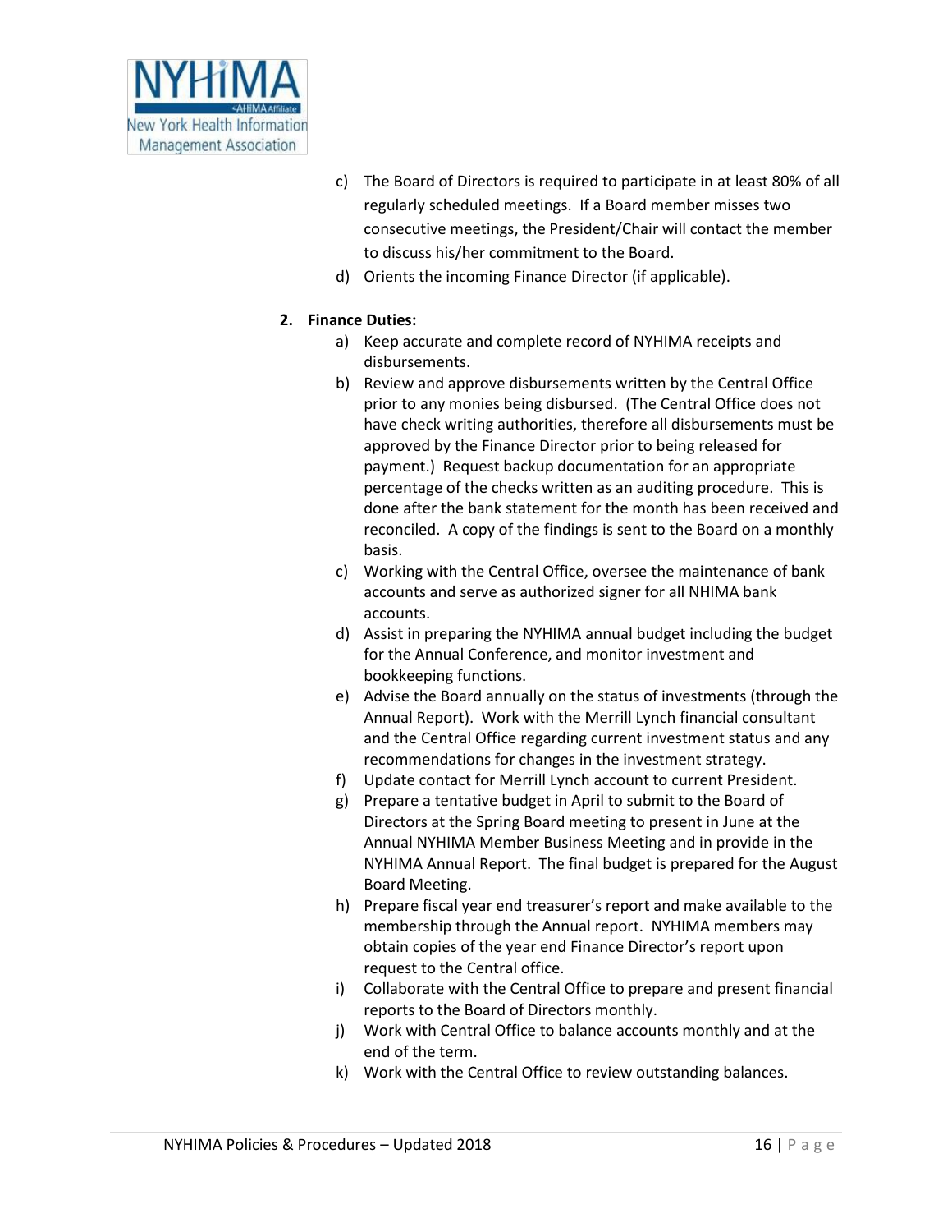c) The Board of Directors is required to participate in at least 80% of all regularly scheduled meetings. If a Board member misses two consecutive meetings, the President/Chair will contact the member to discuss his/her commitment to the Board.

d) Orients the incoming Finance Director (if applicable).

**2. Finance Duties:**

a) Keep accurate and complete record of NYHIMA receipts and disbursements.

b) Review and approve disbursements written by the Central Office prior to any monies being disbursed. (The Central Office does not have check writing authorities, therefore all disbursements must be approved by the Finance Director prior to being released for payment.) Request backup documentation for an appropriate percentage of the checks written as an auditing procedure. This is done after the bank statement for the month has been received and reconciled. A copy of the findings is sent to the Board on a monthly basis.

c) Working with the Central Office, oversee the maintenance of bank accounts and serve as authorized signer for all NHIMA bank accounts.

d) Assist in preparing the NYHIMA annual budget including the budget for the Annual Conference, and monitor investment and bookkeeping functions.

e) Advise the Board annually on the status of investments (through the Annual Report). Work with the Merrill Lynch financial consultant and the Central Office regarding current investment status and any recommendations for changes in the investment strategy.

f) Update contact for Merrill Lynch account to current President.

g) Prepare a tentative budget in April to submit to the Board of Directors at the Spring Board meeting to present in June at the Annual NYHIMA Member Business Meeting and in provide in the NYHIMA Annual Report. The final budget is prepared for the August Board Meeting.

h) Prepare fiscal year end treasurer's report and make available to the membership through the Annual report. NYHIMA members may obtain copies of the year end Finance Director's report upon request to the Central office.

i) Collaborate with the Central Office to prepare and present financial reports to the Board of Directors monthly.

j) Work with Central Office to balance accounts monthly and at the end of the term.

k) Work with the Central Office to review outstanding balances.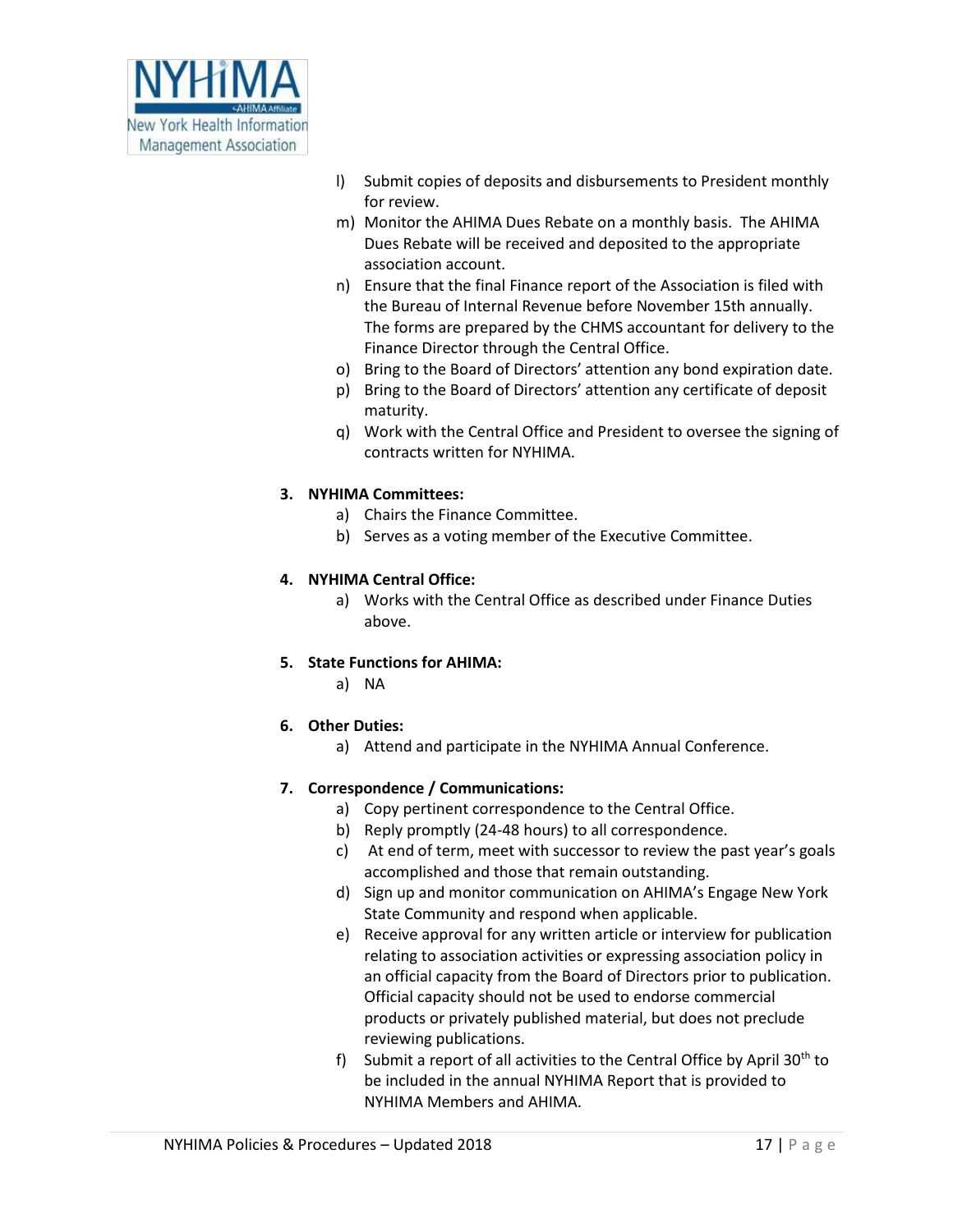l) Submit copies of deposits and disbursements to President monthly for review.
m) Monitor the AHIMA Dues Rebate on a monthly basis. The AHIMA Dues Rebate will be received and deposited to the appropriate association account.
n) Ensure that the final Finance report of the Association is filed with the Bureau of Internal Revenue before November 15th annually. The forms are prepared by the CHMS accountant for delivery to the Finance Director through the Central Office.
o) Bring to the Board of Directors' attention any bond expiration date.
p) Bring to the Board of Directors' attention any certificate of deposit maturity.
q) Work with the Central Office and President to oversee the signing of contracts written for NYHIMA.

**3. NYHIMA Committees:**

a) Chairs the Finance Committee.
b) Serves as a voting member of the Executive Committee.

**4. NYHIMA Central Office:**

a) Works with the Central Office as described under Finance Duties above.

**5. State Functions for AHIMA:**

a) NA

**6. Other Duties:**

a) Attend and participate in the NYHIMA Annual Conference.

**7. Correspondence / Communications:**

a) Copy pertinent correspondence to the Central Office.
b) Reply promptly (24-48 hours) to all correspondence.
c) At end of term, meet with successor to review the past year's goals accomplished and those that remain outstanding.
d) Sign up and monitor communication on AHIMA's Engage New York State Community and respond when applicable.
e) Receive approval for any written article or interview for publication relating to association activities or expressing association policy in an official capacity from the Board of Directors prior to publication. Official capacity should not be used to endorse commercial products or privately published material, but does not preclude reviewing publications.
f) Submit a report of all activities to the Central Office by April 30th to be included in the annual NYHIMA Report that is provided to NYHIMA Members and AHIMA.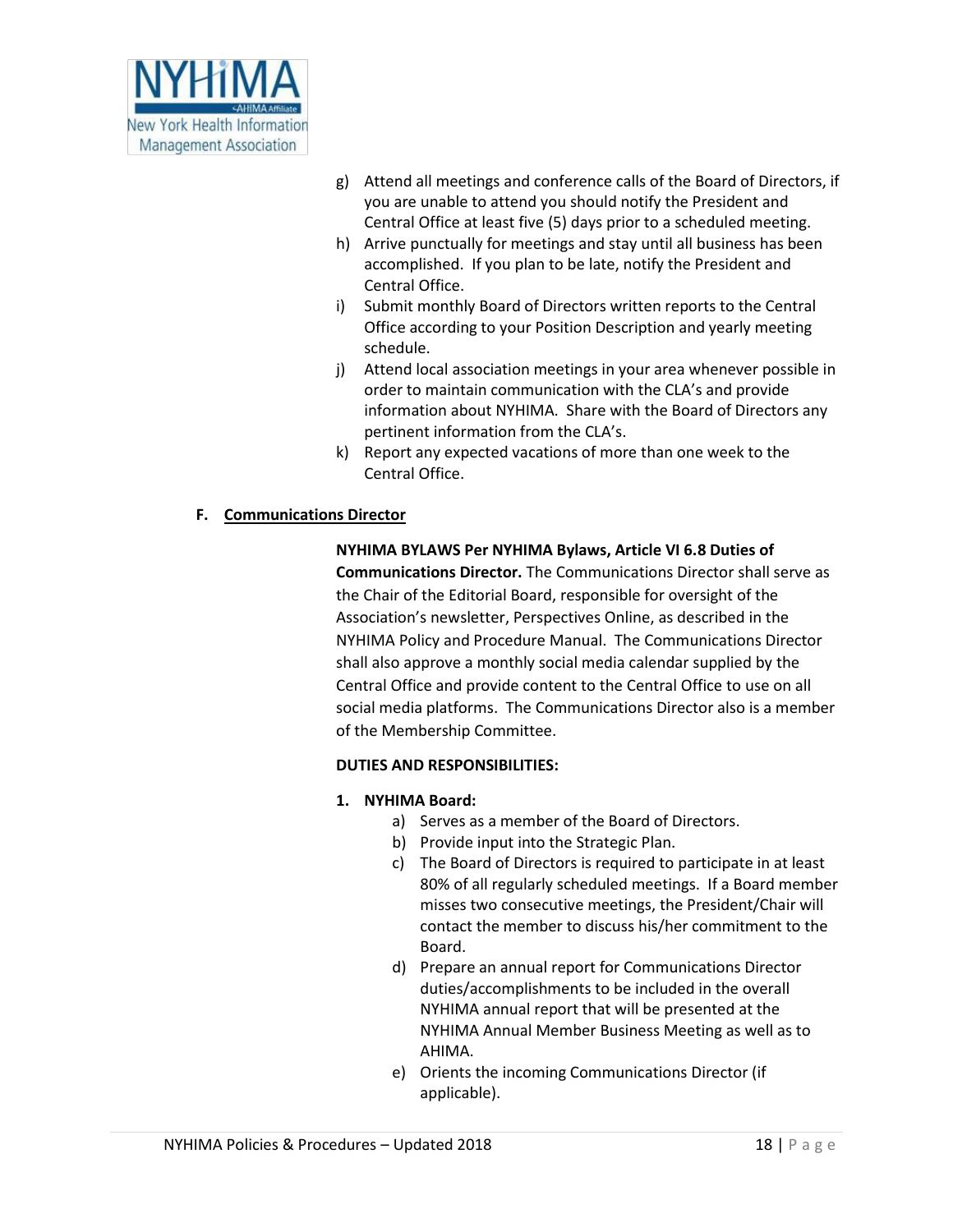g) Attend all meetings and conference calls of the Board of Directors, if you are unable to attend you should notify the President and Central Office at least five (5) days prior to a scheduled meeting.
h) Arrive punctually for meetings and stay until all business has been accomplished. If you plan to be late, notify the President and Central Office.
i) Submit monthly Board of Directors written reports to the Central Office according to your Position Description and yearly meeting schedule.
j) Attend local association meetings in your area whenever possible in order to maintain communication with the CLA's and provide information about NYHIMA. Share with the Board of Directors any pertinent information from the CLA's.
k) Report any expected vacations of more than one week to the Central Office.

## F. <u>Communications Director</u>

**NYHIMA BYLAWS Per NYHIMA Bylaws, Article VI 6.8 Duties of Communications Director.** The Communications Director shall serve as the Chair of the Editorial Board, responsible for oversight of the Association's newsletter, Perspectives Online, as described in the NYHIMA Policy and Procedure Manual. The Communications Director shall also approve a monthly social media calendar supplied by the Central Office and provide content to the Central Office to use on all social media platforms. The Communications Director also is a member of the Membership Committee.

**DUTIES AND RESPONSIBILITIES:**

1. **NYHIMA Board:**
    a) Serves as a member of the Board of Directors.
    b) Provide input into the Strategic Plan.
    c) The Board of Directors is required to participate in at least 80% of all regularly scheduled meetings. If a Board member misses two consecutive meetings, the President/Chair will contact the member to discuss his/her commitment to the Board.
    d) Prepare an annual report for Communications Director duties/accomplishments to be included in the overall NYHIMA annual report that will be presented at the NYHIMA Annual Member Business Meeting as well as to AHIMA.
    e) Orients the incoming Communications Director (if applicable).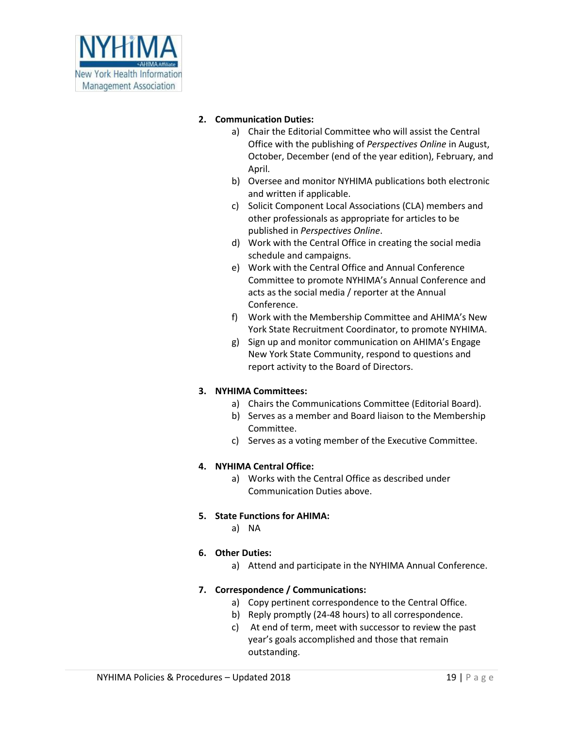2. **Communication Duties:**
    a) Chair the Editorial Committee who will assist the Central Office with the publishing of *Perspectives Online* in August, October, December (end of the year edition), February, and April.
    b) Oversee and monitor NYHIMA publications both electronic and written if applicable.
    c) Solicit Component Local Associations (CLA) members and other professionals as appropriate for articles to be published in *Perspectives Online*.
    d) Work with the Central Office in creating the social media schedule and campaigns.
    e) Work with the Central Office and Annual Conference Committee to promote NYHIMA's Annual Conference and acts as the social media / reporter at the Annual Conference.
    f) Work with the Membership Committee and AHIMA's New York State Recruitment Coordinator, to promote NYHIMA.
    g) Sign up and monitor communication on AHIMA's Engage New York State Community, respond to questions and report activity to the Board of Directors.

3. **NYHIMA Committees:**
    a) Chairs the Communications Committee (Editorial Board).
    b) Serves as a member and Board liaison to the Membership Committee.
    c) Serves as a voting member of the Executive Committee.

4. **NYHIMA Central Office:**
    a) Works with the Central Office as described under Communication Duties above.

5. **State Functions for AHIMA:**
    a) NA

6. **Other Duties:**
    a) Attend and participate in the NYHIMA Annual Conference.

7. **Correspondence / Communications:**
    a) Copy pertinent correspondence to the Central Office.
    b) Reply promptly (24-48 hours) to all correspondence.
    c) At end of term, meet with successor to review the past year's goals accomplished and those that remain outstanding.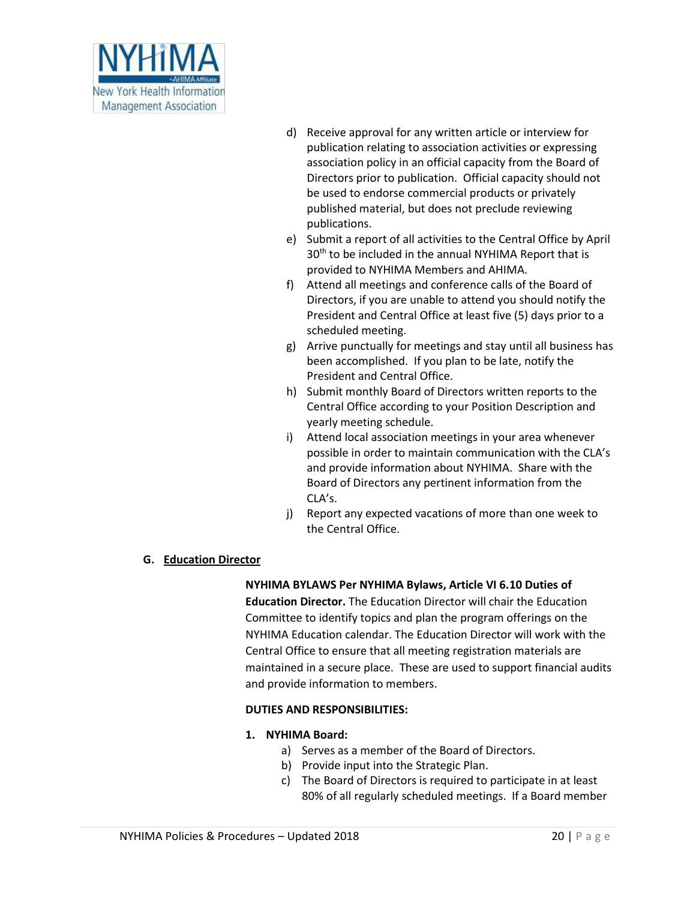d) Receive approval for any written article or interview for publication relating to association activities or expressing association policy in an official capacity from the Board of Directors prior to publication. Official capacity should not be used to endorse commercial products or privately published material, but does not preclude reviewing publications.
e) Submit a report of all activities to the Central Office by April 30th to be included in the annual NYHIMA Report that is provided to NYHIMA Members and AHIMA.
f) Attend all meetings and conference calls of the Board of Directors, if you are unable to attend you should notify the President and Central Office at least five (5) days prior to a scheduled meeting.
g) Arrive punctually for meetings and stay until all business has been accomplished. If you plan to be late, notify the President and Central Office.
h) Submit monthly Board of Directors written reports to the Central Office according to your Position Description and yearly meeting schedule.
i) Attend local association meetings in your area whenever possible in order to maintain communication with the CLA's and provide information about NYHIMA. Share with the Board of Directors any pertinent information from the CLA's.
j) Report any expected vacations of more than one week to the Central Office.

## G. Education Director

**NYHIMA BYLAWS Per NYHIMA Bylaws, Article VI 6.10 Duties of Education Director.** The Education Director will chair the Education Committee to identify topics and plan the program offerings on the NYHIMA Education calendar. The Education Director will work with the Central Office to ensure that all meeting registration materials are maintained in a secure place. These are used to support financial audits and provide information to members.

**DUTIES AND RESPONSIBILITIES:**

**1. NYHIMA Board:**

a) Serves as a member of the Board of Directors.
b) Provide input into the Strategic Plan.
c) The Board of Directors is required to participate in at least 80% of all regularly scheduled meetings. If a Board member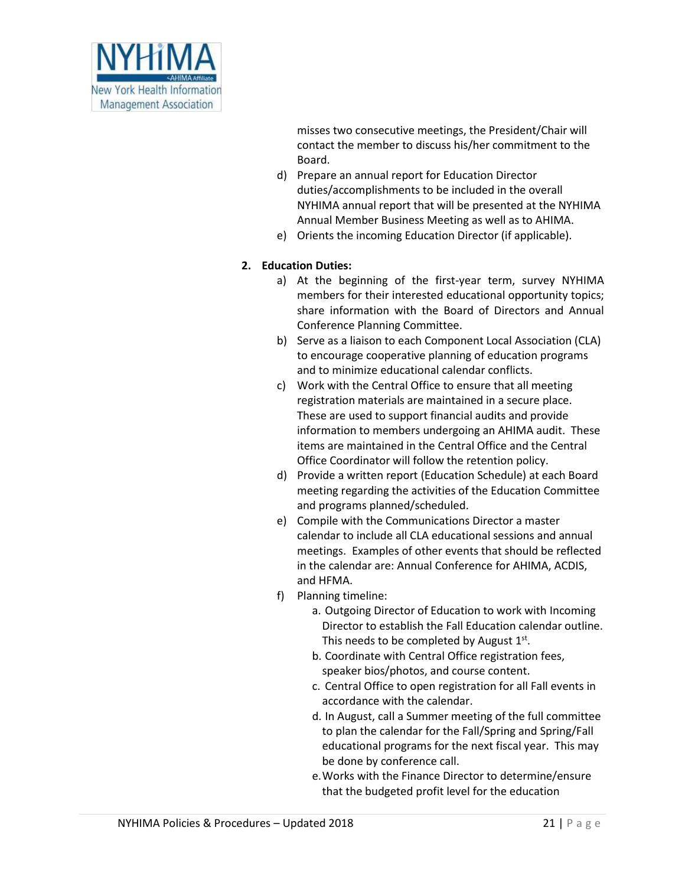misses two consecutive meetings, the President/Chair will contact the member to discuss his/her commitment to the Board.

d) Prepare an annual report for Education Director duties/accomplishments to be included in the overall NYHIMA annual report that will be presented at the NYHIMA Annual Member Business Meeting as well as to AHIMA.

e) Orients the incoming Education Director (if applicable).

**2. Education Duties:**

a) At the beginning of the first-year term, survey NYHIMA members for their interested educational opportunity topics; share information with the Board of Directors and Annual Conference Planning Committee.

b) Serve as a liaison to each Component Local Association (CLA) to encourage cooperative planning of education programs and to minimize educational calendar conflicts.

c) Work with the Central Office to ensure that all meeting registration materials are maintained in a secure place. These are used to support financial audits and provide information to members undergoing an AHIMA audit. These items are maintained in the Central Office and the Central Office Coordinator will follow the retention policy.

d) Provide a written report (Education Schedule) at each Board meeting regarding the activities of the Education Committee and programs planned/scheduled.

e) Compile with the Communications Director a master calendar to include all CLA educational sessions and annual meetings. Examples of other events that should be reflected in the calendar are: Annual Conference for AHIMA, ACDIS, and HFMA.

f) Planning timeline:

   a. Outgoing Director of Education to work with Incoming Director to establish the Fall Education calendar outline. This needs to be completed by August 1st.

   b. Coordinate with Central Office registration fees, speaker bios/photos, and course content.

   c. Central Office to open registration for all Fall events in accordance with the calendar.

   d. In August, call a Summer meeting of the full committee to plan the calendar for the Fall/Spring and Spring/Fall educational programs for the next fiscal year. This may be done by conference call.

   e. Works with the Finance Director to determine/ensure that the budgeted profit level for the education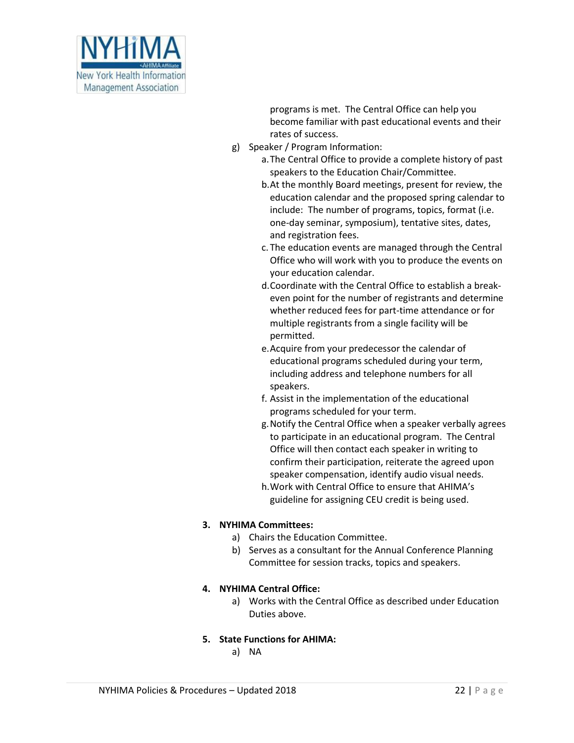programs is met. The Central Office can help you become familiar with past educational events and their rates of success.

g) Speaker / Program Information:
   a. The Central Office to provide a complete history of past speakers to the Education Chair/Committee.
   b. At the monthly Board meetings, present for review, the education calendar and the proposed spring calendar to include: The number of programs, topics, format (i.e. one-day seminar, symposium), tentative sites, dates, and registration fees.
   c. The education events are managed through the Central Office who will work with you to produce the events on your education calendar.
   d. Coordinate with the Central Office to establish a break-even point for the number of registrants and determine whether reduced fees for part-time attendance or for multiple registrants from a single facility will be permitted.
   e. Acquire from your predecessor the calendar of educational programs scheduled during your term, including address and telephone numbers for all speakers.
   f. Assist in the implementation of the educational programs scheduled for your term.
   g. Notify the Central Office when a speaker verbally agrees to participate in an educational program. The Central Office will then contact each speaker in writing to confirm their participation, reiterate the agreed upon speaker compensation, identify audio visual needs.
   h. Work with Central Office to ensure that AHIMA's guideline for assigning CEU credit is being used.

**3. NYHIMA Committees:**

a) Chairs the Education Committee.
b) Serves as a consultant for the Annual Conference Planning Committee for session tracks, topics and speakers.

**4. NYHIMA Central Office:**

a) Works with the Central Office as described under Education Duties above.

**5. State Functions for AHIMA:**

a) NA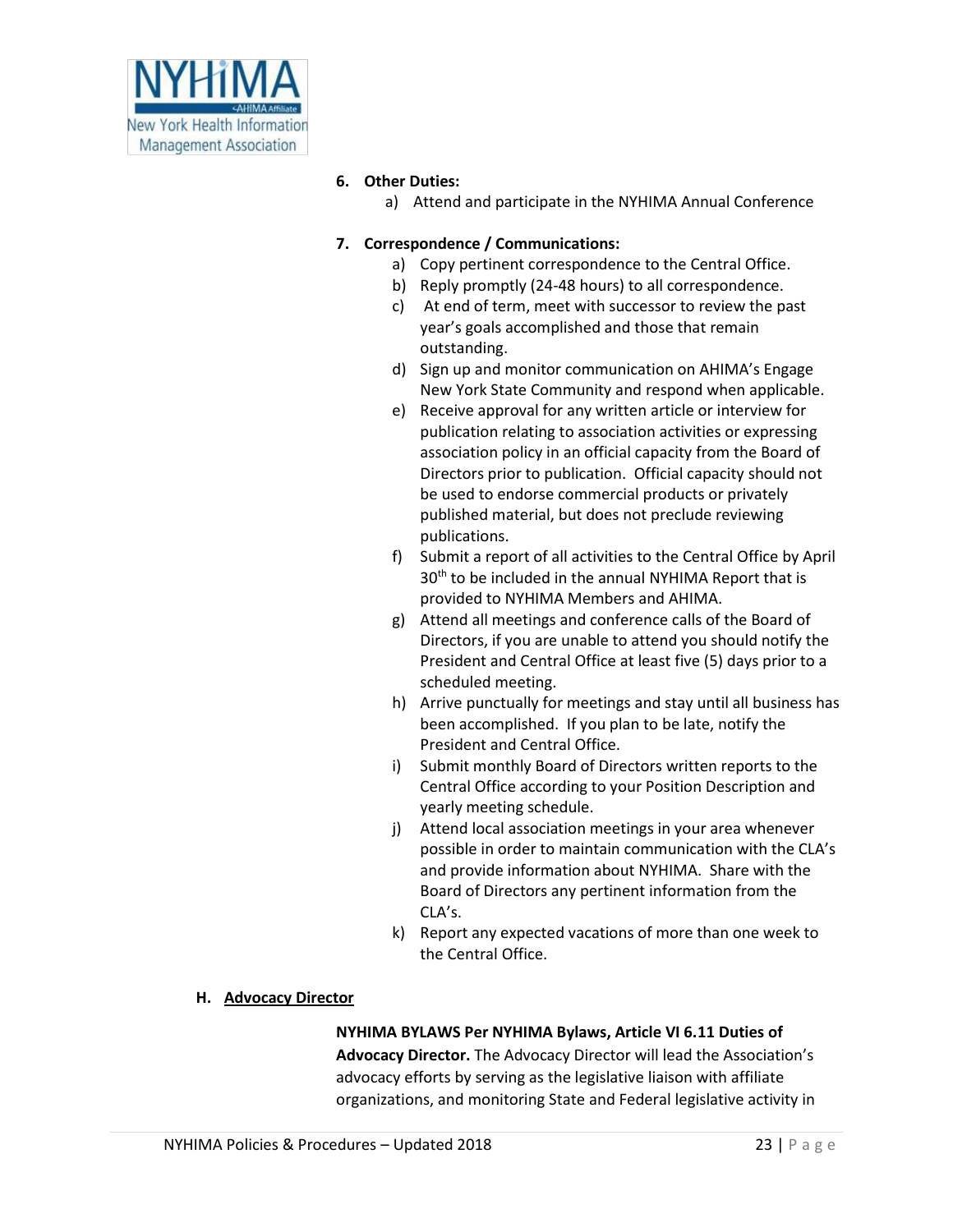6. **Other Duties:**
   a) Attend and participate in the NYHIMA Annual Conference

7. **Correspondence / Communications:**
   a) Copy pertinent correspondence to the Central Office.
   b) Reply promptly (24-48 hours) to all correspondence.
   c) At end of term, meet with successor to review the past year's goals accomplished and those that remain outstanding.
   d) Sign up and monitor communication on AHIMA's Engage New York State Community and respond when applicable.
   e) Receive approval for any written article or interview for publication relating to association activities or expressing association policy in an official capacity from the Board of Directors prior to publication. Official capacity should not be used to endorse commercial products or privately published material, but does not preclude reviewing publications.
   f) Submit a report of all activities to the Central Office by April 30th to be included in the annual NYHIMA Report that is provided to NYHIMA Members and AHIMA.
   g) Attend all meetings and conference calls of the Board of Directors, if you are unable to attend you should notify the President and Central Office at least five (5) days prior to a scheduled meeting.
   h) Arrive punctually for meetings and stay until all business has been accomplished. If you plan to be late, notify the President and Central Office.
   i) Submit monthly Board of Directors written reports to the Central Office according to your Position Description and yearly meeting schedule.
   j) Attend local association meetings in your area whenever possible in order to maintain communication with the CLA's and provide information about NYHIMA. Share with the Board of Directors any pertinent information from the CLA's.
   k) Report any expected vacations of more than one week to the Central Office.

## H. Advocacy Director

**NYHIMA BYLAWS Per NYHIMA Bylaws, Article VI 6.11 Duties of Advocacy Director.** The Advocacy Director will lead the Association's advocacy efforts by serving as the legislative liaison with affiliate organizations, and monitoring State and Federal legislative activity in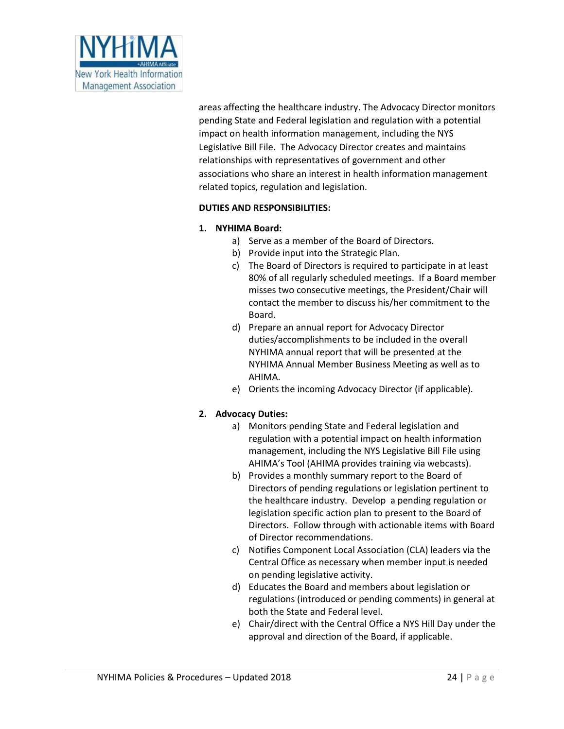areas affecting the healthcare industry. The Advocacy Director monitors pending State and Federal legislation and regulation with a potential impact on health information management, including the NYS Legislative Bill File. The Advocacy Director creates and maintains relationships with representatives of government and other associations who share an interest in health information management related topics, regulation and legislation.

**DUTIES AND RESPONSIBILITIES:**

1. **NYHIMA Board:**
   a) Serve as a member of the Board of Directors.
   b) Provide input into the Strategic Plan.
   c) The Board of Directors is required to participate in at least 80% of all regularly scheduled meetings. If a Board member misses two consecutive meetings, the President/Chair will contact the member to discuss his/her commitment to the Board.
   d) Prepare an annual report for Advocacy Director duties/accomplishments to be included in the overall NYHIMA annual report that will be presented at the NYHIMA Annual Member Business Meeting as well as to AHIMA.
   e) Orients the incoming Advocacy Director (if applicable).

2. **Advocacy Duties:**
   a) Monitors pending State and Federal legislation and regulation with a potential impact on health information management, including the NYS Legislative Bill File using AHIMA's Tool (AHIMA provides training via webcasts).
   b) Provides a monthly summary report to the Board of Directors of pending regulations or legislation pertinent to the healthcare industry. Develop a pending regulation or legislation specific action plan to present to the Board of Directors. Follow through with actionable items with Board of Director recommendations.
   c) Notifies Component Local Association (CLA) leaders via the Central Office as necessary when member input is needed on pending legislative activity.
   d) Educates the Board and members about legislation or regulations (introduced or pending comments) in general at both the State and Federal level.
   e) Chair/direct with the Central Office a NYS Hill Day under the approval and direction of the Board, if applicable.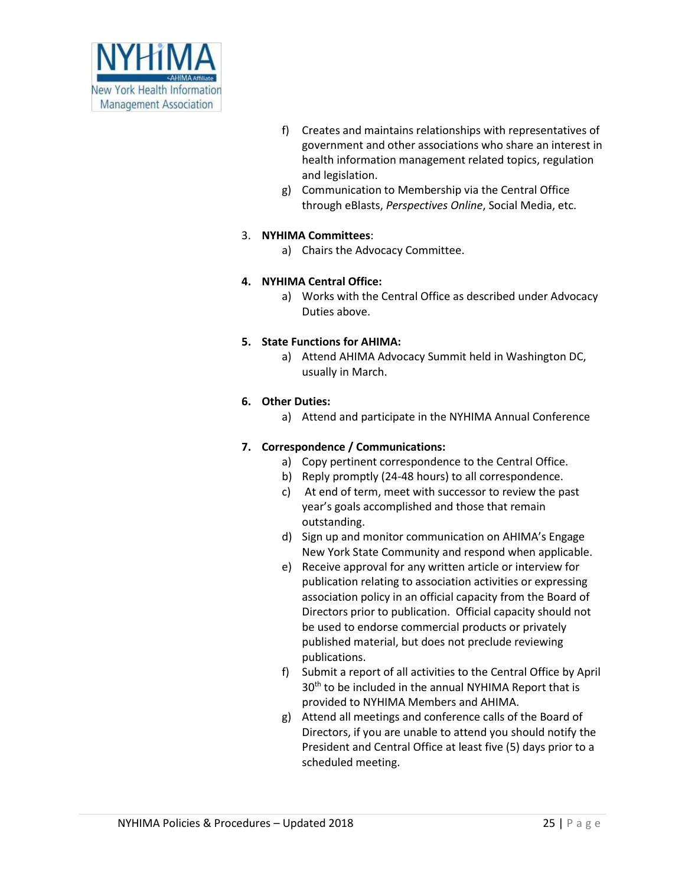f) Creates and maintains relationships with representatives of government and other associations who share an interest in health information management related topics, regulation and legislation.

g) Communication to Membership via the Central Office through eBlasts, *Perspectives Online*, Social Media, etc.

3. **NYHIMA Committees**:
   a) Chairs the Advocacy Committee.

4. **NYHIMA Central Office:**
   a) Works with the Central Office as described under Advocacy Duties above.

5. **State Functions for AHIMA:**
   a) Attend AHIMA Advocacy Summit held in Washington DC, usually in March.

6. **Other Duties:**
   a) Attend and participate in the NYHIMA Annual Conference

7. **Correspondence / Communications:**
   a) Copy pertinent correspondence to the Central Office.
   b) Reply promptly (24-48 hours) to all correspondence.
   c) At end of term, meet with successor to review the past year's goals accomplished and those that remain outstanding.
   d) Sign up and monitor communication on AHIMA's Engage New York State Community and respond when applicable.
   e) Receive approval for any written article or interview for publication relating to association activities or expressing association policy in an official capacity from the Board of Directors prior to publication. Official capacity should not be used to endorse commercial products or privately published material, but does not preclude reviewing publications.
   f) Submit a report of all activities to the Central Office by April 30th to be included in the annual NYHIMA Report that is provided to NYHIMA Members and AHIMA.
   g) Attend all meetings and conference calls of the Board of Directors, if you are unable to attend you should notify the President and Central Office at least five (5) days prior to a scheduled meeting.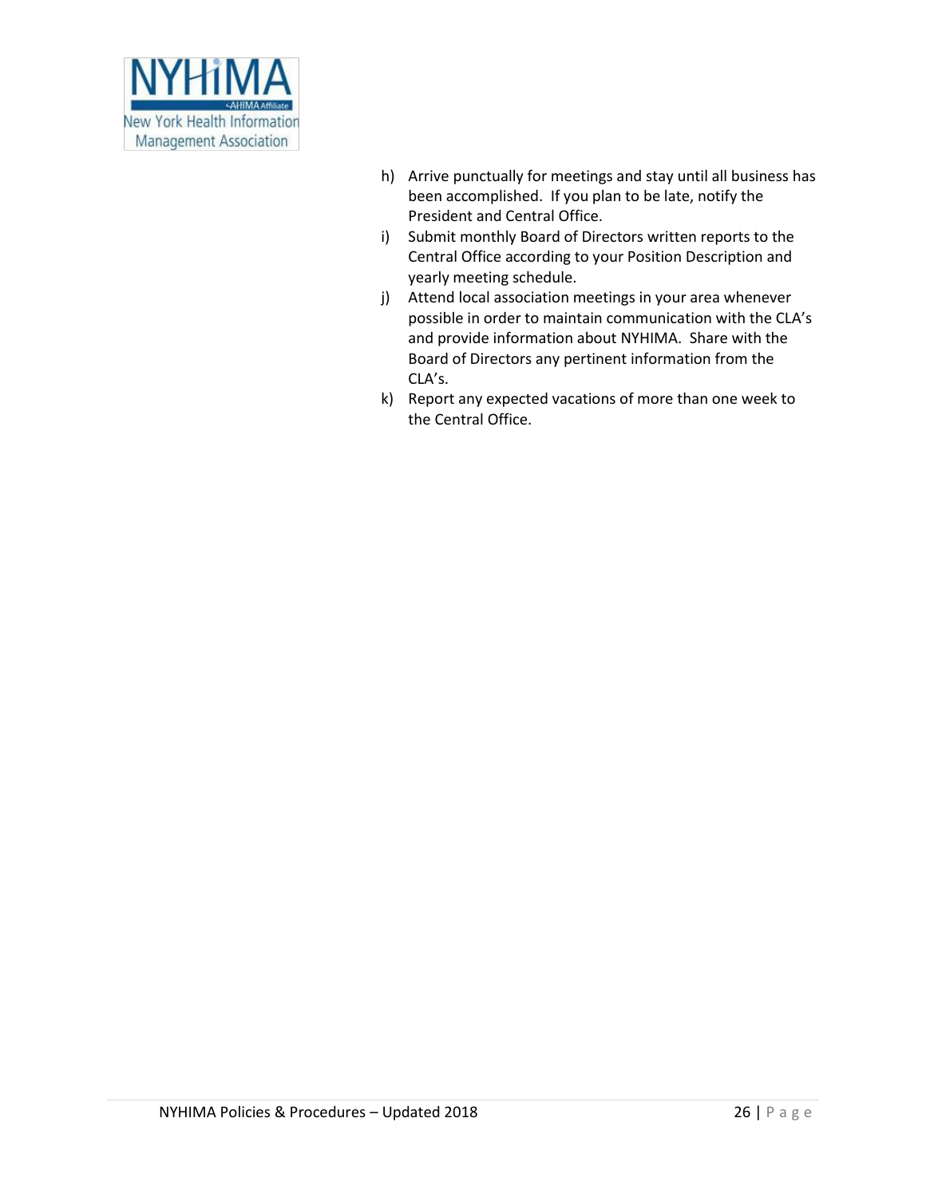h) Arrive punctually for meetings and stay until all business has been accomplished. If you plan to be late, notify the President and Central Office.

i) Submit monthly Board of Directors written reports to the Central Office according to your Position Description and yearly meeting schedule.

j) Attend local association meetings in your area whenever possible in order to maintain communication with the CLA's and provide information about NYHIMA. Share with the Board of Directors any pertinent information from the CLA's.

k) Report any expected vacations of more than one week to the Central Office.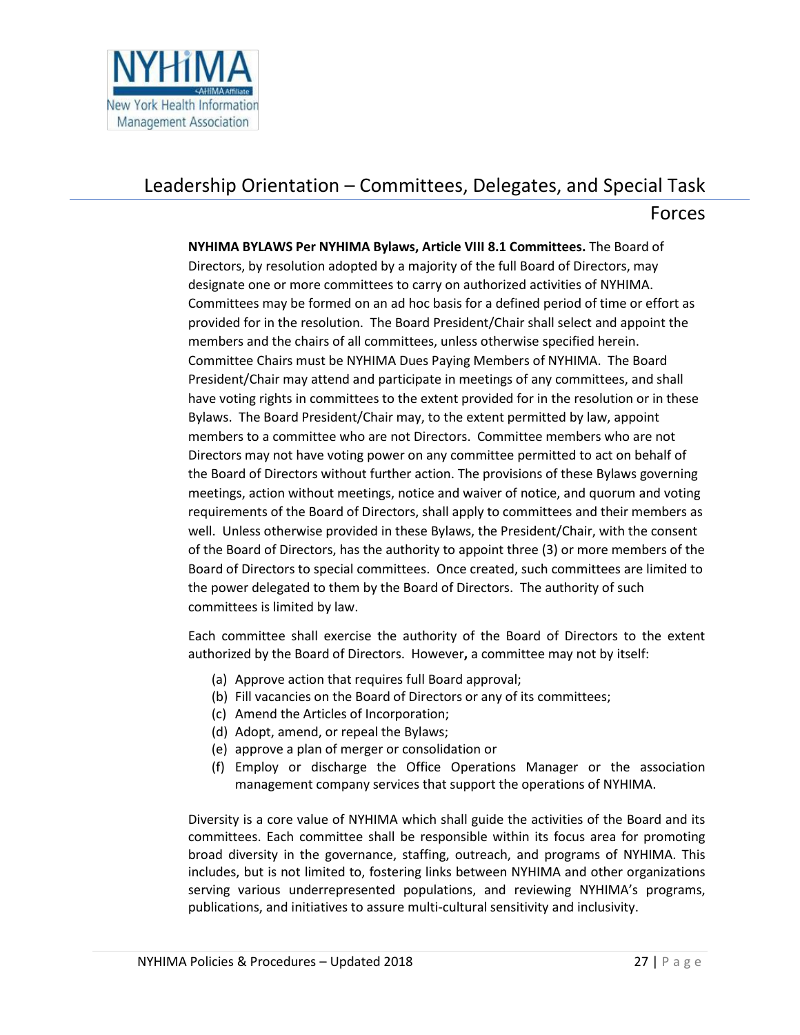# Leadership Orientation – Committees, Delegates, and Special Task Forces

**NYHIMA BYLAWS Per NYHIMA Bylaws, Article VIII 8.1 Committees.** The Board of Directors, by resolution adopted by a majority of the full Board of Directors, may designate one or more committees to carry on authorized activities of NYHIMA. Committees may be formed on an ad hoc basis for a defined period of time or effort as provided for in the resolution. The Board President/Chair shall select and appoint the members and the chairs of all committees, unless otherwise specified herein. Committee Chairs must be NYHIMA Dues Paying Members of NYHIMA. The Board President/Chair may attend and participate in meetings of any committees, and shall have voting rights in committees to the extent provided for in the resolution or in these Bylaws. The Board President/Chair may, to the extent permitted by law, appoint members to a committee who are not Directors. Committee members who are not Directors may not have voting power on any committee permitted to act on behalf of the Board of Directors without further action. The provisions of these Bylaws governing meetings, action without meetings, notice and waiver of notice, and quorum and voting requirements of the Board of Directors, shall apply to committees and their members as well. Unless otherwise provided in these Bylaws, the President/Chair, with the consent of the Board of Directors, has the authority to appoint three (3) or more members of the Board of Directors to special committees. Once created, such committees are limited to the power delegated to them by the Board of Directors. The authority of such committees is limited by law.

Each committee shall exercise the authority of the Board of Directors to the extent authorized by the Board of Directors. However**,** a committee may not by itself:

(a) Approve action that requires full Board approval;
(b) Fill vacancies on the Board of Directors or any of its committees;
(c) Amend the Articles of Incorporation;
(d) Adopt, amend, or repeal the Bylaws;
(e) approve a plan of merger or consolidation or
(f) Employ or discharge the Office Operations Manager or the association management company services that support the operations of NYHIMA.

Diversity is a core value of NYHIMA which shall guide the activities of the Board and its committees. Each committee shall be responsible within its focus area for promoting broad diversity in the governance, staffing, outreach, and programs of NYHIMA. This includes, but is not limited to, fostering links between NYHIMA and other organizations serving various underrepresented populations, and reviewing NYHIMA's programs, publications, and initiatives to assure multi-cultural sensitivity and inclusivity.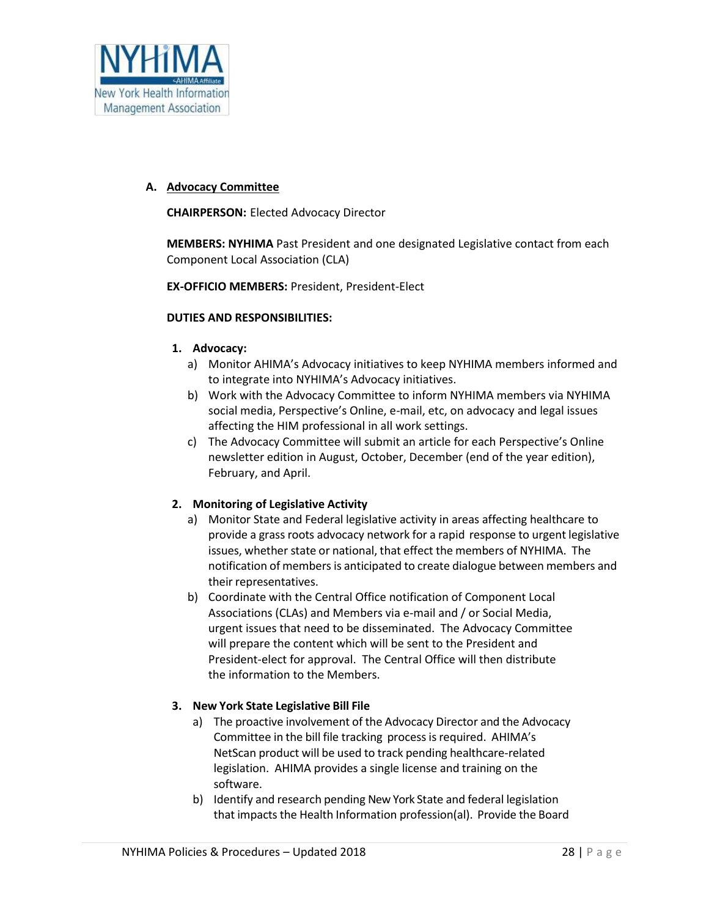## A. Advocacy Committee

**CHAIRPERSON:** Elected Advocacy Director

**MEMBERS: NYHIMA** Past President and one designated Legislative contact from each Component Local Association (CLA)

**EX-OFFICIO MEMBERS:** President, President-Elect

**DUTIES AND RESPONSIBILITIES:**

1. **Advocacy:**
   a) Monitor AHIMA's Advocacy initiatives to keep NYHIMA members informed and to integrate into NYHIMA's Advocacy initiatives.
   b) Work with the Advocacy Committee to inform NYHIMA members via NYHIMA social media, Perspective's Online, e-mail, etc, on advocacy and legal issues affecting the HIM professional in all work settings.
   c) The Advocacy Committee will submit an article for each Perspective's Online newsletter edition in August, October, December (end of the year edition), February, and April.

2. **Monitoring of Legislative Activity**
   a) Monitor State and Federal legislative activity in areas affecting healthcare to provide a grass roots advocacy network for a rapid response to urgent legislative issues, whether state or national, that effect the members of NYHIMA. The notification of members is anticipated to create dialogue between members and their representatives.
   b) Coordinate with the Central Office notification of Component Local Associations (CLAs) and Members via e-mail and / or Social Media, urgent issues that need to be disseminated. The Advocacy Committee will prepare the content which will be sent to the President and President-elect for approval. The Central Office will then distribute the information to the Members.

3. **New York State Legislative Bill File**
   a) The proactive involvement of the Advocacy Director and the Advocacy Committee in the bill file tracking process is required. AHIMA's NetScan product will be used to track pending healthcare-related legislation. AHIMA provides a single license and training on the software.
   b) Identify and research pending New York State and federal legislation that impacts the Health Information profession(al). Provide the Board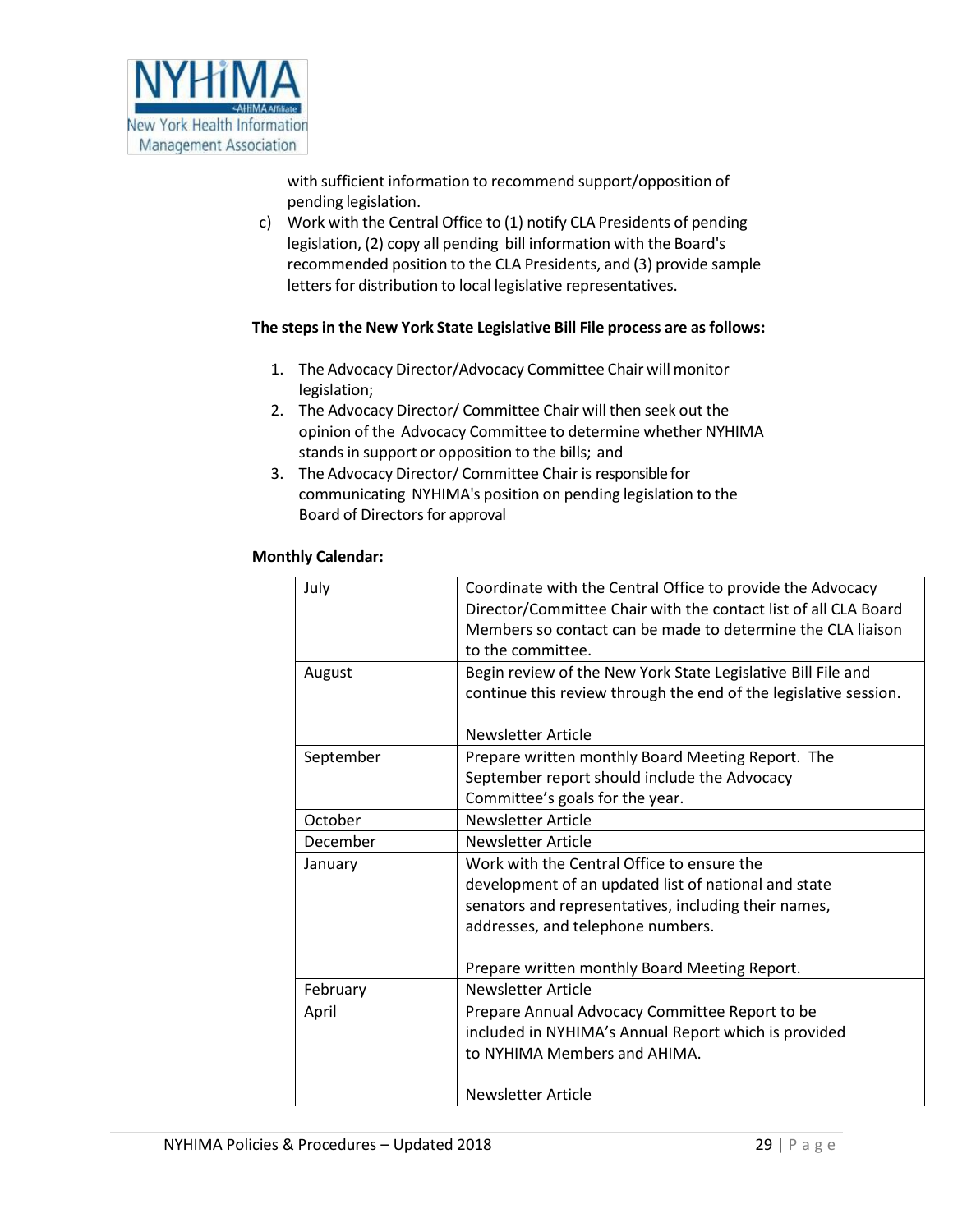with sufficient information to recommend support/opposition of pending legislation.

c) Work with the Central Office to (1) notify CLA Presidents of pending legislation, (2) copy all pending bill information with the Board's recommended position to the CLA Presidents, and (3) provide sample letters for distribution to local legislative representatives.

**The steps in the New York State Legislative Bill File process are as follows:**

1. The Advocacy Director/Advocacy Committee Chair will monitor legislation;
2. The Advocacy Director/ Committee Chair will then seek out the opinion of the Advocacy Committee to determine whether NYHIMA stands in support or opposition to the bills; and
3. The Advocacy Director/ Committee Chair is responsible for communicating NYHIMA's position on pending legislation to the Board of Directors for approval

**Monthly Calendar:**

| | |
|---|---|
| July | Coordinate with the Central Office to provide the Advocacy Director/Committee Chair with the contact list of all CLA Board Members so contact can be made to determine the CLA liaison to the committee. |
| August | Begin review of the New York State Legislative Bill File and continue this review through the end of the legislative session.<br><br>Newsletter Article |
| September | Prepare written monthly Board Meeting Report. The September report should include the Advocacy Committee's goals for the year. |
| October | Newsletter Article |
| December | Newsletter Article |
| January | Work with the Central Office to ensure the development of an updated list of national and state senators and representatives, including their names, addresses, and telephone numbers.<br><br>Prepare written monthly Board Meeting Report. |
| February | Newsletter Article |
| April | Prepare Annual Advocacy Committee Report to be included in NYHIMA's Annual Report which is provided to NYHIMA Members and AHIMA.<br><br>Newsletter Article |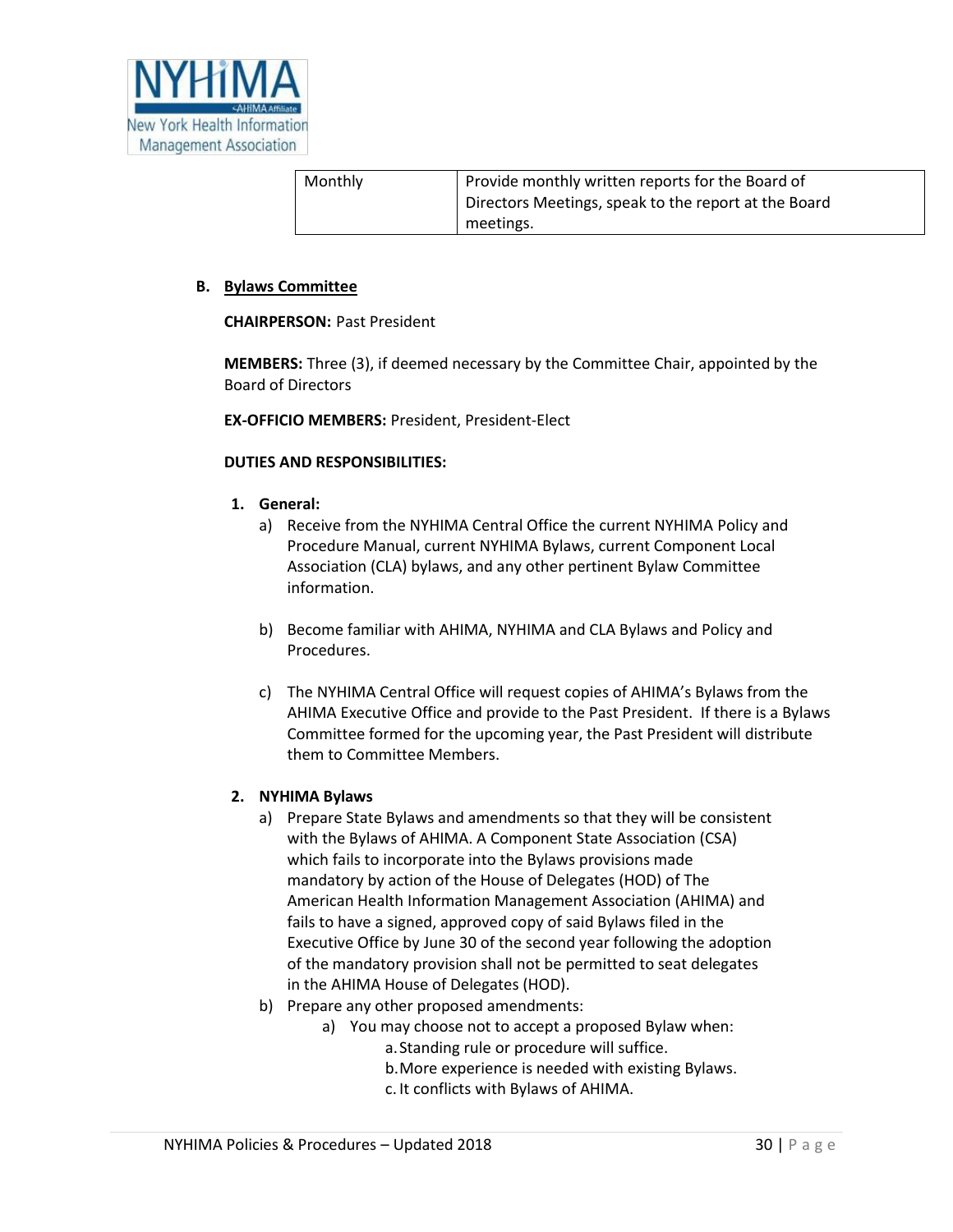| Monthly | Provide monthly written reports for the Board of Directors Meetings, speak to the report at the Board meetings. |
|---|---|

**B. Bylaws Committee**

**CHAIRPERSON:** Past President

**MEMBERS:** Three (3), if deemed necessary by the Committee Chair, appointed by the Board of Directors

**EX-OFFICIO MEMBERS:** President, President-Elect

**DUTIES AND RESPONSIBILITIES:**

1. **General:**
   a) Receive from the NYHIMA Central Office the current NYHIMA Policy and Procedure Manual, current NYHIMA Bylaws, current Component Local Association (CLA) bylaws, and any other pertinent Bylaw Committee information.

   b) Become familiar with AHIMA, NYHIMA and CLA Bylaws and Policy and Procedures.

   c) The NYHIMA Central Office will request copies of AHIMA's Bylaws from the AHIMA Executive Office and provide to the Past President. If there is a Bylaws Committee formed for the upcoming year, the Past President will distribute them to Committee Members.

2. **NYHIMA Bylaws**
   a) Prepare State Bylaws and amendments so that they will be consistent with the Bylaws of AHIMA. A Component State Association (CSA) which fails to incorporate into the Bylaws provisions made mandatory by action of the House of Delegates (HOD) of The American Health Information Management Association (AHIMA) and fails to have a signed, approved copy of said Bylaws filed in the Executive Office by June 30 of the second year following the adoption of the mandatory provision shall not be permitted to seat delegates in the AHIMA House of Delegates (HOD).
   b) Prepare any other proposed amendments:
      a) You may choose not to accept a proposed Bylaw when:
         a. Standing rule or procedure will suffice.
         b. More experience is needed with existing Bylaws.
         c. It conflicts with Bylaws of AHIMA.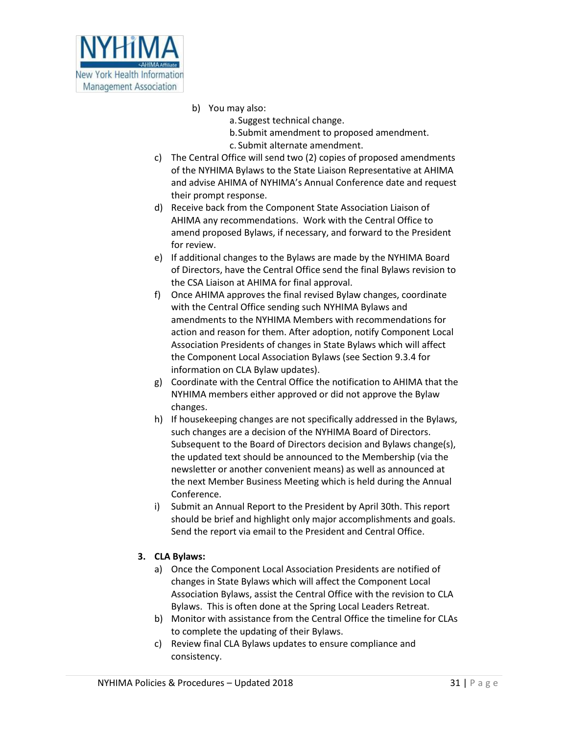b) You may also:
   a. Suggest technical change.
   b. Submit amendment to proposed amendment.
   c. Submit alternate amendment.

c) The Central Office will send two (2) copies of proposed amendments of the NYHIMA Bylaws to the State Liaison Representative at AHIMA and advise AHIMA of NYHIMA's Annual Conference date and request their prompt response.

d) Receive back from the Component State Association Liaison of AHIMA any recommendations. Work with the Central Office to amend proposed Bylaws, if necessary, and forward to the President for review.

e) If additional changes to the Bylaws are made by the NYHIMA Board of Directors, have the Central Office send the final Bylaws revision to the CSA Liaison at AHIMA for final approval.

f) Once AHIMA approves the final revised Bylaw changes, coordinate with the Central Office sending such NYHIMA Bylaws and amendments to the NYHIMA Members with recommendations for action and reason for them. After adoption, notify Component Local Association Presidents of changes in State Bylaws which will affect the Component Local Association Bylaws (see Section 9.3.4 for information on CLA Bylaw updates).

g) Coordinate with the Central Office the notification to AHIMA that the NYHIMA members either approved or did not approve the Bylaw changes.

h) If housekeeping changes are not specifically addressed in the Bylaws, such changes are a decision of the NYHIMA Board of Directors. Subsequent to the Board of Directors decision and Bylaws change(s), the updated text should be announced to the Membership (via the newsletter or another convenient means) as well as announced at the next Member Business Meeting which is held during the Annual Conference.

i) Submit an Annual Report to the President by April 30th. This report should be brief and highlight only major accomplishments and goals. Send the report via email to the President and Central Office.

3. **CLA Bylaws:**

   a) Once the Component Local Association Presidents are notified of changes in State Bylaws which will affect the Component Local Association Bylaws, assist the Central Office with the revision to CLA Bylaws. This is often done at the Spring Local Leaders Retreat.

   b) Monitor with assistance from the Central Office the timeline for CLAs to complete the updating of their Bylaws.

   c) Review final CLA Bylaws updates to ensure compliance and consistency.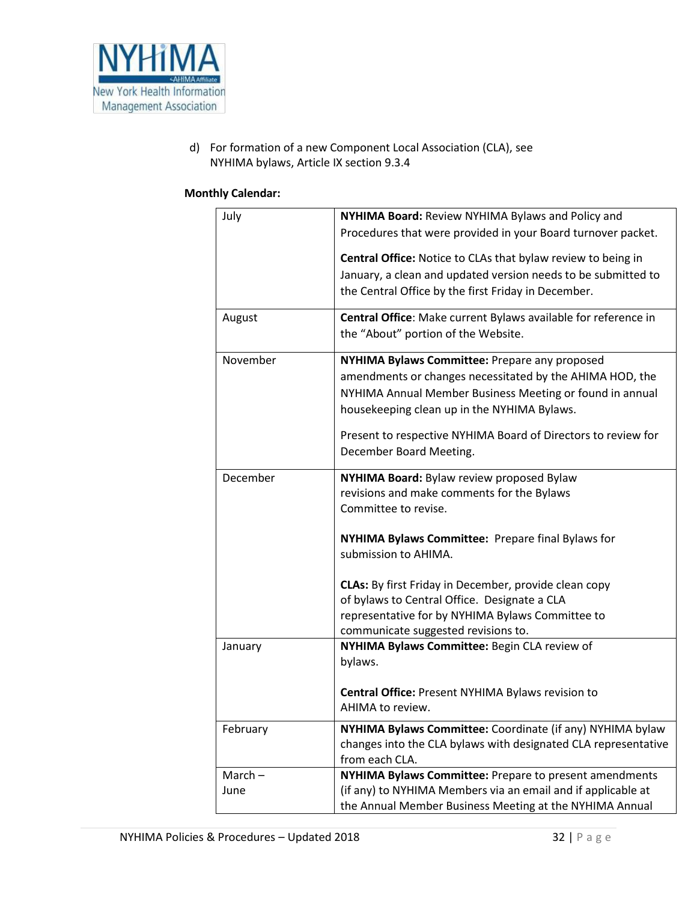d) For formation of a new Component Local Association (CLA), see NYHIMA bylaws, Article IX section 9.3.4

**Monthly Calendar:**

| | |
|---|---|
| July | **NYHIMA Board:** Review NYHIMA Bylaws and Policy and Procedures that were provided in your Board turnover packet.<br><br>**Central Office:** Notice to CLAs that bylaw review to being in January, a clean and updated version needs to be submitted to the Central Office by the first Friday in December. |
| August | **Central Office**: Make current Bylaws available for reference in the "About" portion of the Website. |
| November | **NYHIMA Bylaws Committee:** Prepare any proposed amendments or changes necessitated by the AHIMA HOD, the NYHIMA Annual Member Business Meeting or found in annual housekeeping clean up in the NYHIMA Bylaws.<br><br>Present to respective NYHIMA Board of Directors to review for December Board Meeting. |
| December | **NYHIMA Board:** Bylaw review proposed Bylaw revisions and make comments for the Bylaws Committee to revise.<br><br>**NYHIMA Bylaws Committee:** Prepare final Bylaws for submission to AHIMA.<br><br>**CLAs:** By first Friday in December, provide clean copy of bylaws to Central Office. Designate a CLA representative for by NYHIMA Bylaws Committee to communicate suggested revisions to. |
| January | **NYHIMA Bylaws Committee:** Begin CLA review of bylaws.<br><br>**Central Office:** Present NYHIMA Bylaws revision to AHIMA to review. |
| February | **NYHIMA Bylaws Committee:** Coordinate (if any) NYHIMA bylaw changes into the CLA bylaws with designated CLA representative from each CLA. |
| March – June | **NYHIMA Bylaws Committee:** Prepare to present amendments (if any) to NYHIMA Members via an email and if applicable at the Annual Member Business Meeting at the NYHIMA Annual |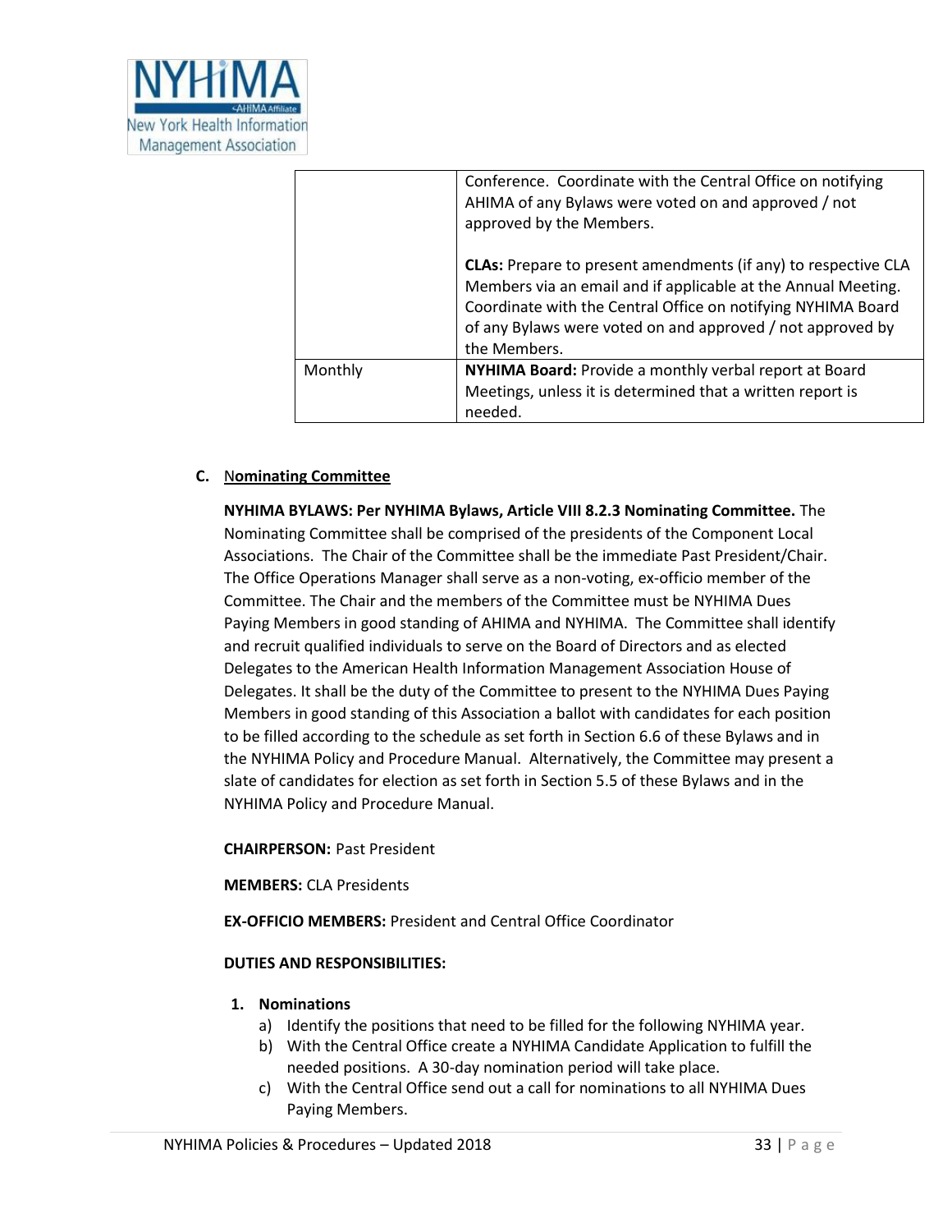| | |
|---|---|
| | Conference. Coordinate with the Central Office on notifying AHIMA of any Bylaws were voted on and approved / not approved by the Members.<br><br>**CLAs:** Prepare to present amendments (if any) to respective CLA Members via an email and if applicable at the Annual Meeting. Coordinate with the Central Office on notifying NYHIMA Board of any Bylaws were voted on and approved / not approved by the Members. |
| Monthly | **NYHIMA Board:** Provide a monthly verbal report at Board Meetings, unless it is determined that a written report is needed. |

**C. Nominating Committee**

**NYHIMA BYLAWS: Per NYHIMA Bylaws, Article VIII 8.2.3 Nominating Committee.** The Nominating Committee shall be comprised of the presidents of the Component Local Associations. The Chair of the Committee shall be the immediate Past President/Chair. The Office Operations Manager shall serve as a non-voting, ex-officio member of the Committee. The Chair and the members of the Committee must be NYHIMA Dues Paying Members in good standing of AHIMA and NYHIMA. The Committee shall identify and recruit qualified individuals to serve on the Board of Directors and as elected Delegates to the American Health Information Management Association House of Delegates. It shall be the duty of the Committee to present to the NYHIMA Dues Paying Members in good standing of this Association a ballot with candidates for each position to be filled according to the schedule as set forth in Section 6.6 of these Bylaws and in the NYHIMA Policy and Procedure Manual. Alternatively, the Committee may present a slate of candidates for election as set forth in Section 5.5 of these Bylaws and in the NYHIMA Policy and Procedure Manual.

**CHAIRPERSON:** Past President

**MEMBERS:** CLA Presidents

**EX-OFFICIO MEMBERS:** President and Central Office Coordinator

**DUTIES AND RESPONSIBILITIES:**

1. **Nominations**
   a) Identify the positions that need to be filled for the following NYHIMA year.
   b) With the Central Office create a NYHIMA Candidate Application to fulfill the needed positions. A 30-day nomination period will take place.
   c) With the Central Office send out a call for nominations to all NYHIMA Dues Paying Members.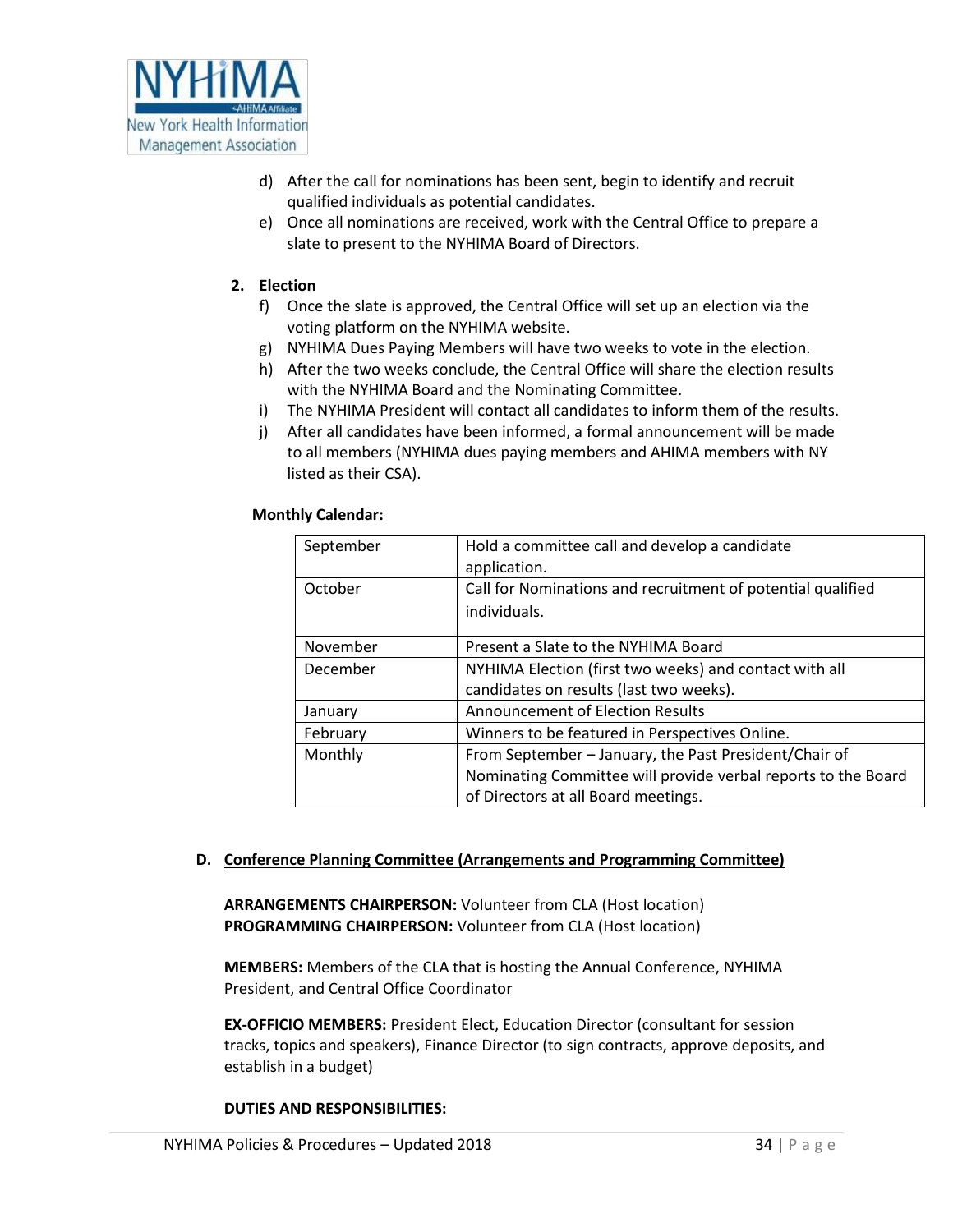d) After the call for nominations has been sent, begin to identify and recruit qualified individuals as potential candidates.
e) Once all nominations are received, work with the Central Office to prepare a slate to present to the NYHIMA Board of Directors.

**2. Election**

f) Once the slate is approved, the Central Office will set up an election via the voting platform on the NYHIMA website.
g) NYHIMA Dues Paying Members will have two weeks to vote in the election.
h) After the two weeks conclude, the Central Office will share the election results with the NYHIMA Board and the Nominating Committee.
i) The NYHIMA President will contact all candidates to inform them of the results.
j) After all candidates have been informed, a formal announcement will be made to all members (NYHIMA dues paying members and AHIMA members with NY listed as their CSA).

**Monthly Calendar:**

| Month | Activity |
|---|---|
| September | Hold a committee call and develop a candidate application. |
| October | Call for Nominations and recruitment of potential qualified individuals. |
| November | Present a Slate to the NYHIMA Board |
| December | NYHIMA Election (first two weeks) and contact with all candidates on results (last two weeks). |
| January | Announcement of Election Results |
| February | Winners to be featured in Perspectives Online. |
| Monthly | From September – January, the Past President/Chair of Nominating Committee will provide verbal reports to the Board of Directors at all Board meetings. |

## D. Conference Planning Committee (Arrangements and Programming Committee)

**ARRANGEMENTS CHAIRPERSON:** Volunteer from CLA (Host location)
**PROGRAMMING CHAIRPERSON:** Volunteer from CLA (Host location)

**MEMBERS:** Members of the CLA that is hosting the Annual Conference, NYHIMA President, and Central Office Coordinator

**EX-OFFICIO MEMBERS:** President Elect, Education Director (consultant for session tracks, topics and speakers), Finance Director (to sign contracts, approve deposits, and establish in a budget)

**DUTIES AND RESPONSIBILITIES:**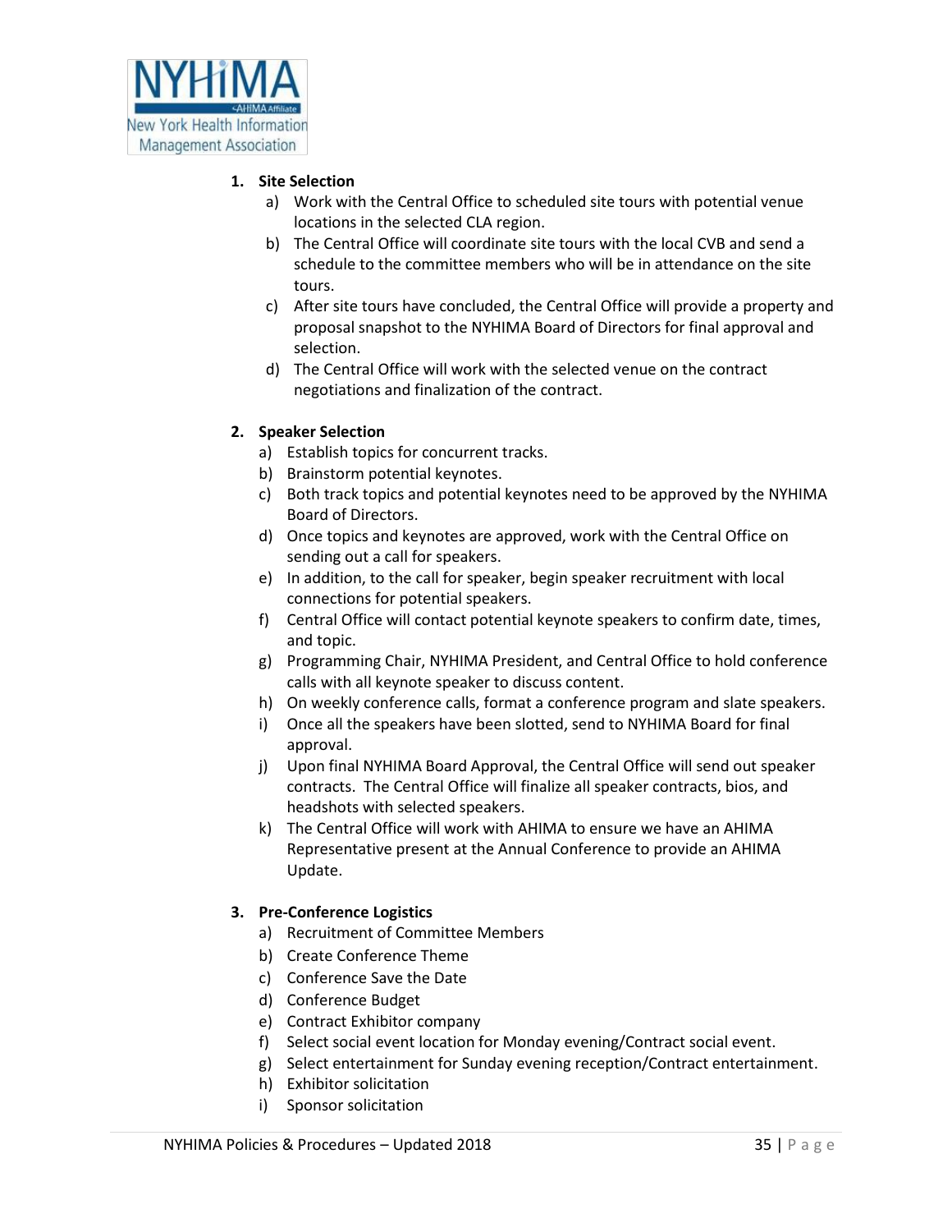1. **Site Selection**
   a) Work with the Central Office to scheduled site tours with potential venue locations in the selected CLA region.
   b) The Central Office will coordinate site tours with the local CVB and send a schedule to the committee members who will be in attendance on the site tours.
   c) After site tours have concluded, the Central Office will provide a property and proposal snapshot to the NYHIMA Board of Directors for final approval and selection.
   d) The Central Office will work with the selected venue on the contract negotiations and finalization of the contract.

2. **Speaker Selection**
   a) Establish topics for concurrent tracks.
   b) Brainstorm potential keynotes.
   c) Both track topics and potential keynotes need to be approved by the NYHIMA Board of Directors.
   d) Once topics and keynotes are approved, work with the Central Office on sending out a call for speakers.
   e) In addition, to the call for speaker, begin speaker recruitment with local connections for potential speakers.
   f) Central Office will contact potential keynote speakers to confirm date, times, and topic.
   g) Programming Chair, NYHIMA President, and Central Office to hold conference calls with all keynote speaker to discuss content.
   h) On weekly conference calls, format a conference program and slate speakers.
   i) Once all the speakers have been slotted, send to NYHIMA Board for final approval.
   j) Upon final NYHIMA Board Approval, the Central Office will send out speaker contracts. The Central Office will finalize all speaker contracts, bios, and headshots with selected speakers.
   k) The Central Office will work with AHIMA to ensure we have an AHIMA Representative present at the Annual Conference to provide an AHIMA Update.

3. **Pre-Conference Logistics**
   a) Recruitment of Committee Members
   b) Create Conference Theme
   c) Conference Save the Date
   d) Conference Budget
   e) Contract Exhibitor company
   f) Select social event location for Monday evening/Contract social event.
   g) Select entertainment for Sunday evening reception/Contract entertainment.
   h) Exhibitor solicitation
   i) Sponsor solicitation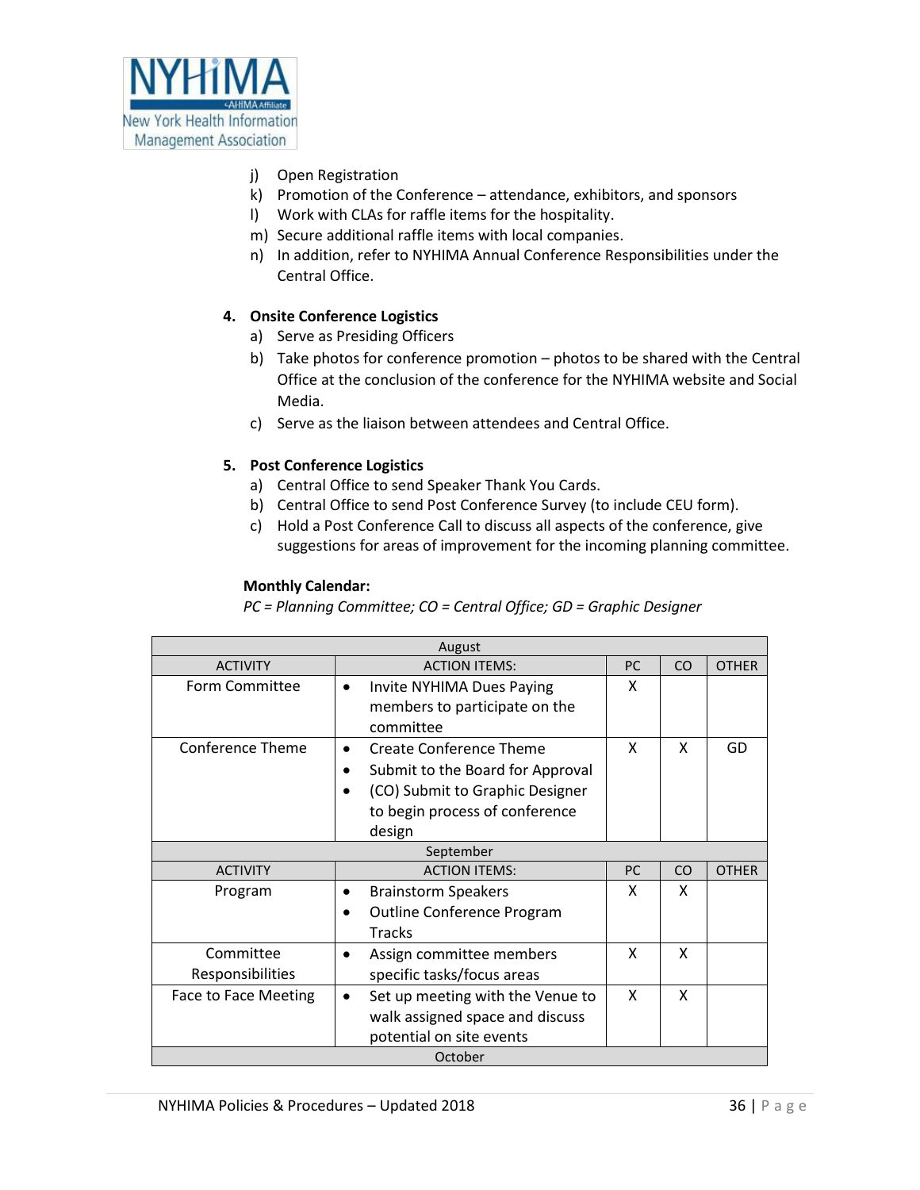j) Open Registration
k) Promotion of the Conference – attendance, exhibitors, and sponsors
l) Work with CLAs for raffle items for the hospitality.
m) Secure additional raffle items with local companies.
n) In addition, refer to NYHIMA Annual Conference Responsibilities under the Central Office.

**4. Onsite Conference Logistics**

a) Serve as Presiding Officers
b) Take photos for conference promotion – photos to be shared with the Central Office at the conclusion of the conference for the NYHIMA website and Social Media.
c) Serve as the liaison between attendees and Central Office.

**5. Post Conference Logistics**

a) Central Office to send Speaker Thank You Cards.
b) Central Office to send Post Conference Survey (to include CEU form).
c) Hold a Post Conference Call to discuss all aspects of the conference, give suggestions for areas of improvement for the incoming planning committee.

**Monthly Calendar:**

*PC = Planning Committee; CO = Central Office; GD = Graphic Designer*

| August | | | | |
|---|---|---|---|---|
| ACTIVITY | ACTION ITEMS: | PC | CO | OTHER |
| Form Committee | • Invite NYHIMA Dues Paying members to participate on the committee | X | | |
| Conference Theme | • Create Conference Theme<br>• Submit to the Board for Approval<br>• (CO) Submit to Graphic Designer to begin process of conference design | X | X | GD |
| **September** | | | | |
| ACTIVITY | ACTION ITEMS: | PC | CO | OTHER |
| Program | • Brainstorm Speakers<br>• Outline Conference Program Tracks | X | X | |
| Committee Responsibilities | • Assign committee members specific tasks/focus areas | X | X | |
| Face to Face Meeting | • Set up meeting with the Venue to walk assigned space and discuss potential on site events | X | X | |
| **October** | | | | |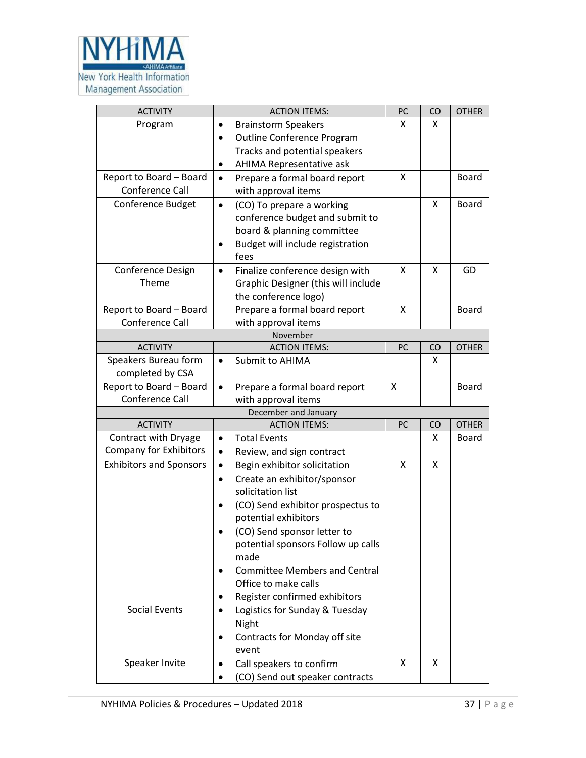| ACTIVITY | ACTION ITEMS: | PC | CO | OTHER |
|---|---|---|---|---|
| Program | • Brainstorm Speakers<br>• Outline Conference Program Tracks and potential speakers<br>• AHIMA Representative ask | X | X | |
| Report to Board – Board Conference Call | • Prepare a formal board report with approval items | X | | Board |
| Conference Budget | • (CO) To prepare a working conference budget and submit to board & planning committee<br>• Budget will include registration fees | | X | Board |
| Conference Design Theme | • Finalize conference design with Graphic Designer (this will include the conference logo) | X | X | GD |
| Report to Board – Board Conference Call | Prepare a formal board report with approval items | X | | Board |
| November | | | | |
| ACTIVITY | ACTION ITEMS: | PC | CO | OTHER |
| Speakers Bureau form completed by CSA | • Submit to AHIMA | | X | |
| Report to Board – Board Conference Call | • Prepare a formal board report with approval items | X | | Board |
| December and January | | | | |
| ACTIVITY | ACTION ITEMS: | PC | CO | OTHER |
| Contract with Dryage Company for Exhibitors | • Total Events<br>• Review, and sign contract | | X | Board |
| Exhibitors and Sponsors | • Begin exhibitor solicitation<br>• Create an exhibitor/sponsor solicitation list<br>• (CO) Send exhibitor prospectus to potential exhibitors<br>• (CO) Send sponsor letter to potential sponsors Follow up calls made<br>• Committee Members and Central Office to make calls<br>• Register confirmed exhibitors | X | X | |
| Social Events | • Logistics for Sunday & Tuesday Night<br>• Contracts for Monday off site event | | | |
| Speaker Invite | • Call speakers to confirm<br>• (CO) Send out speaker contracts | X | X | |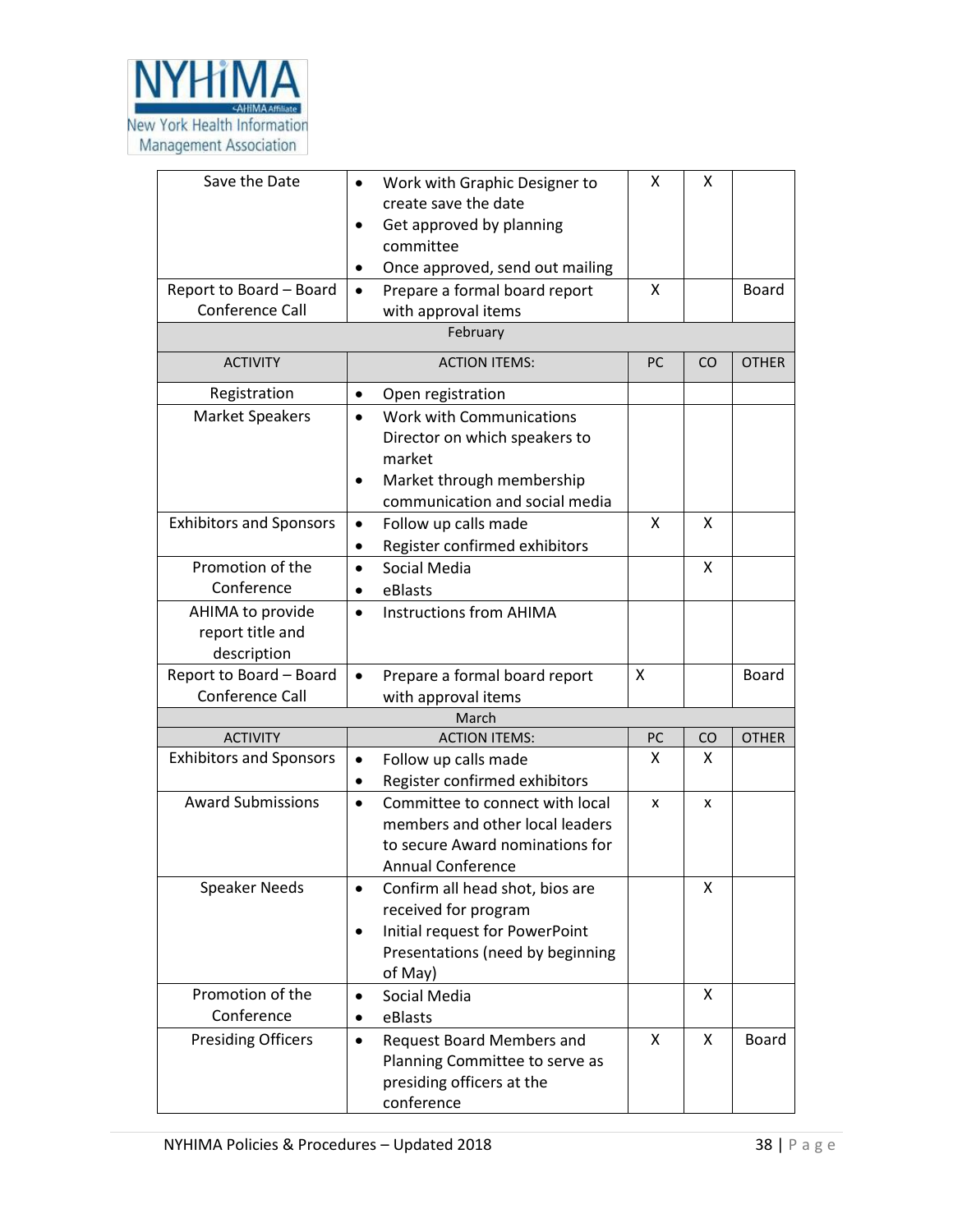| ACTIVITY | ACTION ITEMS: | PC | CO | OTHER |
|---|---|---|---|---|
| Save the Date | • Work with Graphic Designer to create save the date<br>• Get approved by planning committee<br>• Once approved, send out mailing | X | X | |
| Report to Board – Board Conference Call | • Prepare a formal board report with approval items | X | | Board |
| **February** | | | | |
| ACTIVITY | ACTION ITEMS: | PC | CO | OTHER |
| Registration | • Open registration | | | |
| Market Speakers | • Work with Communications Director on which speakers to market<br>• Market through membership communication and social media | | | |
| Exhibitors and Sponsors | • Follow up calls made<br>• Register confirmed exhibitors | X | X | |
| Promotion of the Conference | • Social Media<br>• eBlasts | | X | |
| AHIMA to provide report title and description | • Instructions from AHIMA | | | |
| Report to Board – Board Conference Call | • Prepare a formal board report with approval items | X | | Board |
| **March** | | | | |
| ACTIVITY | ACTION ITEMS: | PC | CO | OTHER |
| Exhibitors and Sponsors | • Follow up calls made<br>• Register confirmed exhibitors | X | X | |
| Award Submissions | • Committee to connect with local members and other local leaders to secure Award nominations for Annual Conference | x | x | |
| Speaker Needs | • Confirm all head shot, bios are received for program<br>• Initial request for PowerPoint Presentations (need by beginning of May) | | X | |
| Promotion of the Conference | • Social Media<br>• eBlasts | | X | |
| Presiding Officers | • Request Board Members and Planning Committee to serve as presiding officers at the conference | X | X | Board |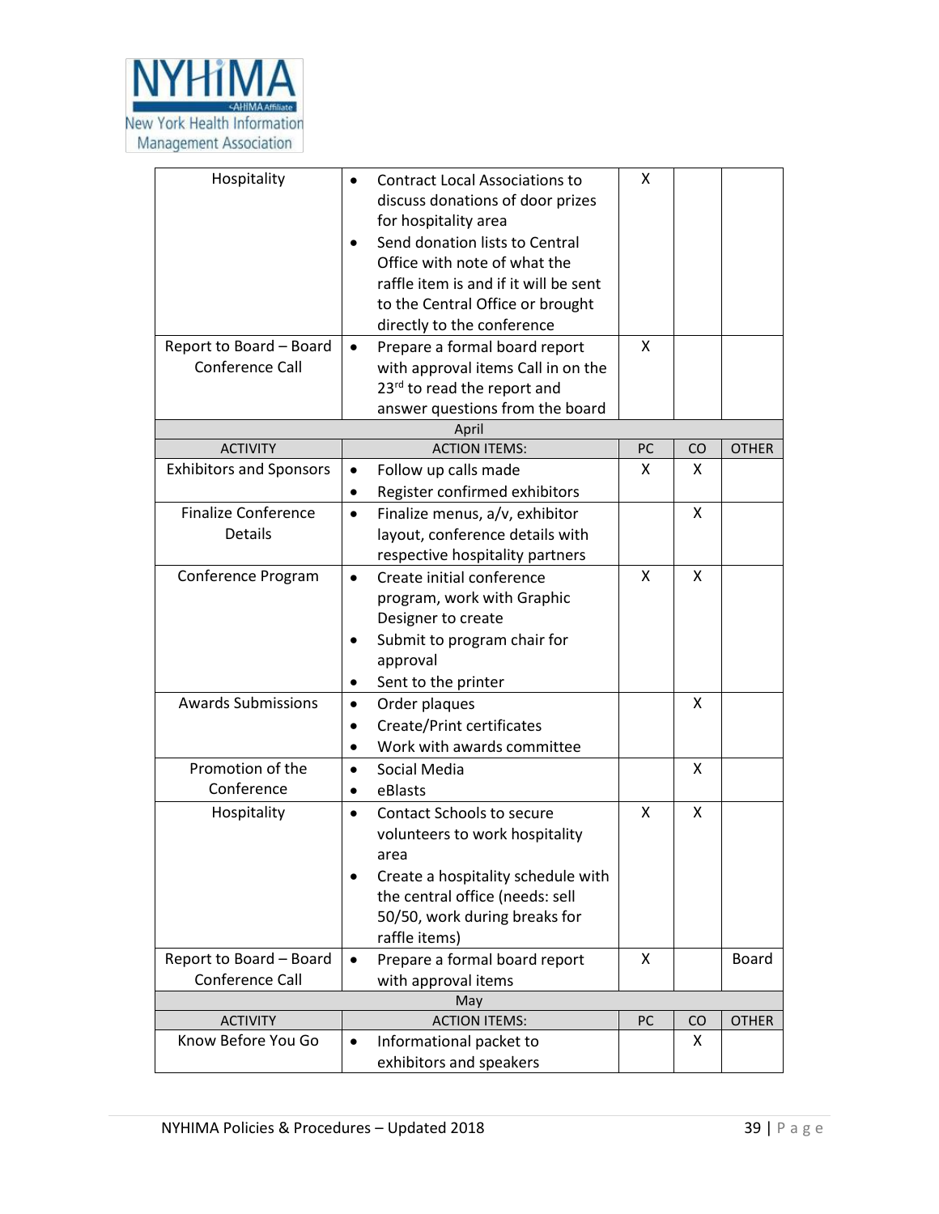| | | | | |
|---|---|---|---|---|
| Hospitality | • Contract Local Associations to discuss donations of door prizes for hospitality area<br>• Send donation lists to Central Office with note of what the raffle item is and if it will be sent to the Central Office or brought directly to the conference | X | | |
| Report to Board – Board Conference Call | • Prepare a formal board report with approval items Call in on the 23rd to read the report and answer questions from the board | X | | |
| **April** | | | | |
| ACTIVITY | ACTION ITEMS: | PC | CO | OTHER |
| Exhibitors and Sponsors | • Follow up calls made<br>• Register confirmed exhibitors | X | X | |
| Finalize Conference Details | • Finalize menus, a/v, exhibitor layout, conference details with respective hospitality partners | | X | |
| Conference Program | • Create initial conference program, work with Graphic Designer to create<br>• Submit to program chair for approval<br>• Sent to the printer | X | X | |
| Awards Submissions | • Order plaques<br>• Create/Print certificates<br>• Work with awards committee | | X | |
| Promotion of the Conference | • Social Media<br>• eBlasts | | X | |
| Hospitality | • Contact Schools to secure volunteers to work hospitality area<br>• Create a hospitality schedule with the central office (needs: sell 50/50, work during breaks for raffle items) | X | X | |
| Report to Board – Board Conference Call | • Prepare a formal board report with approval items | X | | Board |
| **May** | | | | |
| ACTIVITY | ACTION ITEMS: | PC | CO | OTHER |
| Know Before You Go | • Informational packet to exhibitors and speakers | | X | |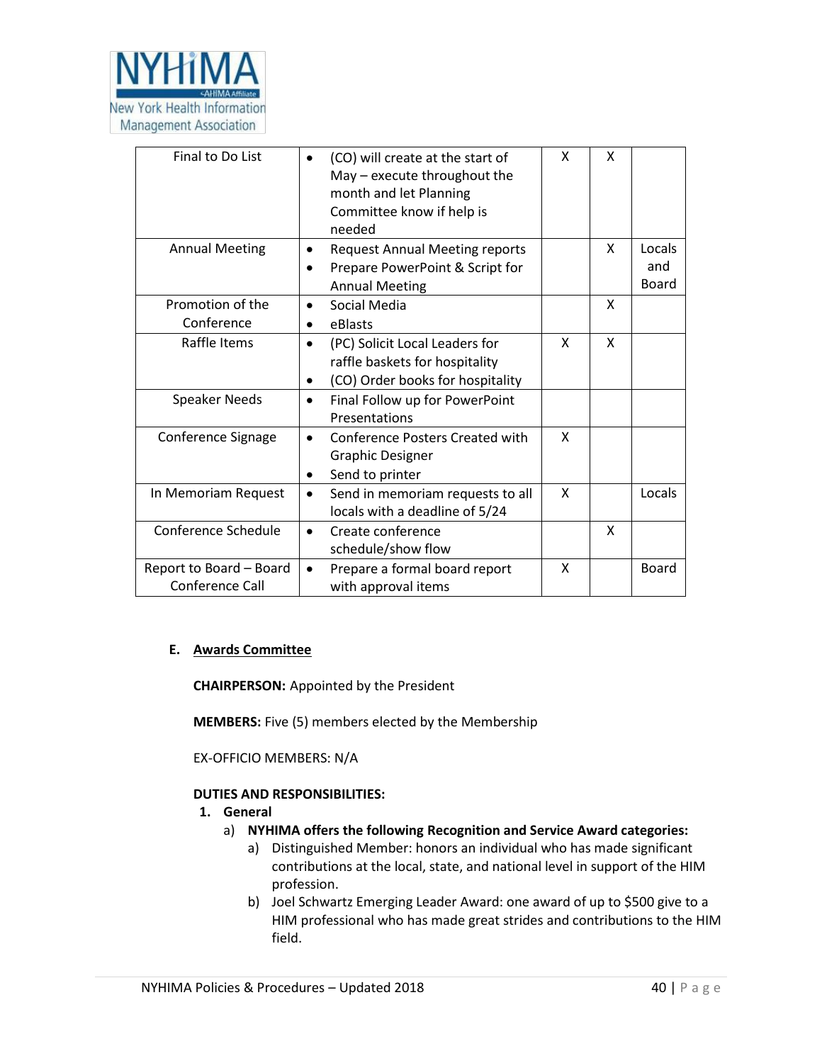| Final to Do List | • (CO) will create at the start of May – execute throughout the month and let Planning Committee know if help is needed | X | X | |
|---|---|---|---|---|
| Annual Meeting | • Request Annual Meeting reports<br>• Prepare PowerPoint & Script for Annual Meeting | | X | Locals and Board |
| Promotion of the Conference | • Social Media<br>• eBlasts | | X | |
| Raffle Items | • (PC) Solicit Local Leaders for raffle baskets for hospitality<br>• (CO) Order books for hospitality | X | X | |
| Speaker Needs | • Final Follow up for PowerPoint Presentations | | | |
| Conference Signage | • Conference Posters Created with Graphic Designer<br>• Send to printer | X | | |
| In Memoriam Request | • Send in memoriam requests to all locals with a deadline of 5/24 | X | | Locals |
| Conference Schedule | • Create conference schedule/show flow | | X | |
| Report to Board – Board Conference Call | • Prepare a formal board report with approval items | X | | Board |

**E. Awards Committee**

**CHAIRPERSON:** Appointed by the President

**MEMBERS:** Five (5) members elected by the Membership

EX-OFFICIO MEMBERS: N/A

**DUTIES AND RESPONSIBILITIES:**

1. **General**
   a) **NYHIMA offers the following Recognition and Service Award categories:**
      a) Distinguished Member: honors an individual who has made significant contributions at the local, state, and national level in support of the HIM profession.
      b) Joel Schwartz Emerging Leader Award: one award of up to $500 give to a HIM professional who has made great strides and contributions to the HIM field.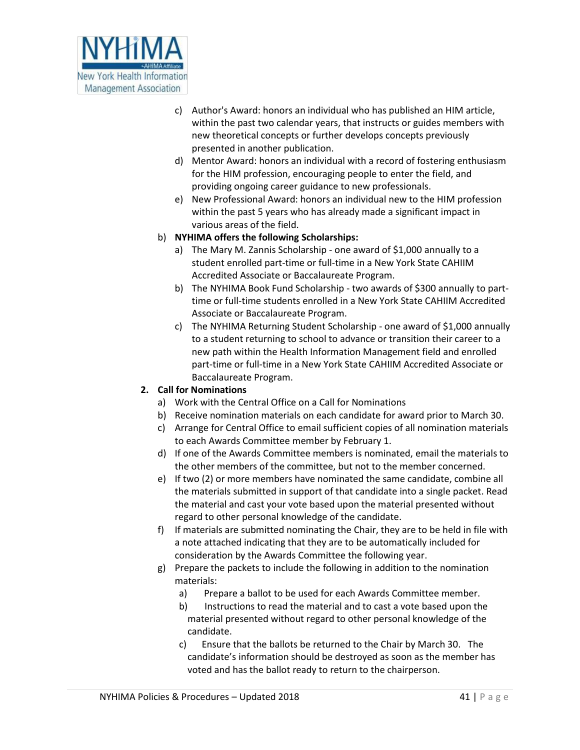- c) Author's Award: honors an individual who has published an HIM article, within the past two calendar years, that instructs or guides members with new theoretical concepts or further develops concepts previously presented in another publication.
   - d) Mentor Award: honors an individual with a record of fostering enthusiasm for the HIM profession, encouraging people to enter the field, and providing ongoing career guidance to new professionals.
   - e) New Professional Award: honors an individual new to the HIM profession within the past 5 years who has already made a significant impact in various areas of the field.

- b) **NYHIMA offers the following Scholarships:**
   - a) The Mary M. Zannis Scholarship - one award of $1,000 annually to a student enrolled part-time or full-time in a New York State CAHIIM Accredited Associate or Baccalaureate Program.
   - b) The NYHIMA Book Fund Scholarship - two awards of $300 annually to part-time or full-time students enrolled in a New York State CAHIIM Accredited Associate or Baccalaureate Program.
   - c) The NYHIMA Returning Student Scholarship - one award of $1,000 annually to a student returning to school to advance or transition their career to a new path within the Health Information Management field and enrolled part-time or full-time in a New York State CAHIIM Accredited Associate or Baccalaureate Program.

**2. Call for Nominations**

- a) Work with the Central Office on a Call for Nominations
- b) Receive nomination materials on each candidate for award prior to March 30.
- c) Arrange for Central Office to email sufficient copies of all nomination materials to each Awards Committee member by February 1.
- d) If one of the Awards Committee members is nominated, email the materials to the other members of the committee, but not to the member concerned.
- e) If two (2) or more members have nominated the same candidate, combine all the materials submitted in support of that candidate into a single packet. Read the material and cast your vote based upon the material presented without regard to other personal knowledge of the candidate.
- f) If materials are submitted nominating the Chair, they are to be held in file with a note attached indicating that they are to be automatically included for consideration by the Awards Committee the following year.
- g) Prepare the packets to include the following in addition to the nomination materials:
   - a) Prepare a ballot to be used for each Awards Committee member.
   - b) Instructions to read the material and to cast a vote based upon the material presented without regard to other personal knowledge of the candidate.
   - c) Ensure that the ballots be returned to the Chair by March 30. The candidate's information should be destroyed as soon as the member has voted and has the ballot ready to return to the chairperson.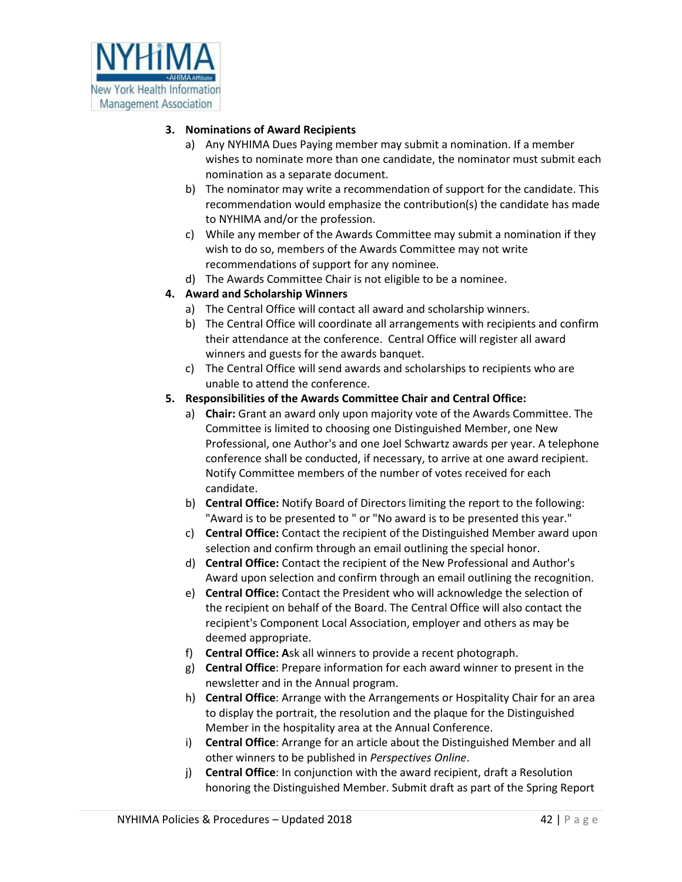3. **Nominations of Award Recipients**
   a) Any NYHIMA Dues Paying member may submit a nomination. If a member wishes to nominate more than one candidate, the nominator must submit each nomination as a separate document.
   b) The nominator may write a recommendation of support for the candidate. This recommendation would emphasize the contribution(s) the candidate has made to NYHIMA and/or the profession.
   c) While any member of the Awards Committee may submit a nomination if they wish to do so, members of the Awards Committee may not write recommendations of support for any nominee.
   d) The Awards Committee Chair is not eligible to be a nominee.
4. **Award and Scholarship Winners**
   a) The Central Office will contact all award and scholarship winners.
   b) The Central Office will coordinate all arrangements with recipients and confirm their attendance at the conference. Central Office will register all award winners and guests for the awards banquet.
   c) The Central Office will send awards and scholarships to recipients who are unable to attend the conference.
5. **Responsibilities of the Awards Committee Chair and Central Office:**
   a) **Chair:** Grant an award only upon majority vote of the Awards Committee. The Committee is limited to choosing one Distinguished Member, one New Professional, one Author's and one Joel Schwartz awards per year. A telephone conference shall be conducted, if necessary, to arrive at one award recipient. Notify Committee members of the number of votes received for each candidate.
   b) **Central Office:** Notify Board of Directors limiting the report to the following: "Award is to be presented to " or "No award is to be presented this year."
   c) **Central Office:** Contact the recipient of the Distinguished Member award upon selection and confirm through an email outlining the special honor.
   d) **Central Office:** Contact the recipient of the New Professional and Author's Award upon selection and confirm through an email outlining the recognition.
   e) **Central Office:** Contact the President who will acknowledge the selection of the recipient on behalf of the Board. The Central Office will also contact the recipient's Component Local Association, employer and others as may be deemed appropriate.
   f) **Central Office: A**sk all winners to provide a recent photograph.
   g) **Central Office**: Prepare information for each award winner to present in the newsletter and in the Annual program.
   h) **Central Office**: Arrange with the Arrangements or Hospitality Chair for an area to display the portrait, the resolution and the plaque for the Distinguished Member in the hospitality area at the Annual Conference.
   i) **Central Office**: Arrange for an article about the Distinguished Member and all other winners to be published in *Perspectives Online*.
   j) **Central Office**: In conjunction with the award recipient, draft a Resolution honoring the Distinguished Member. Submit draft as part of the Spring Report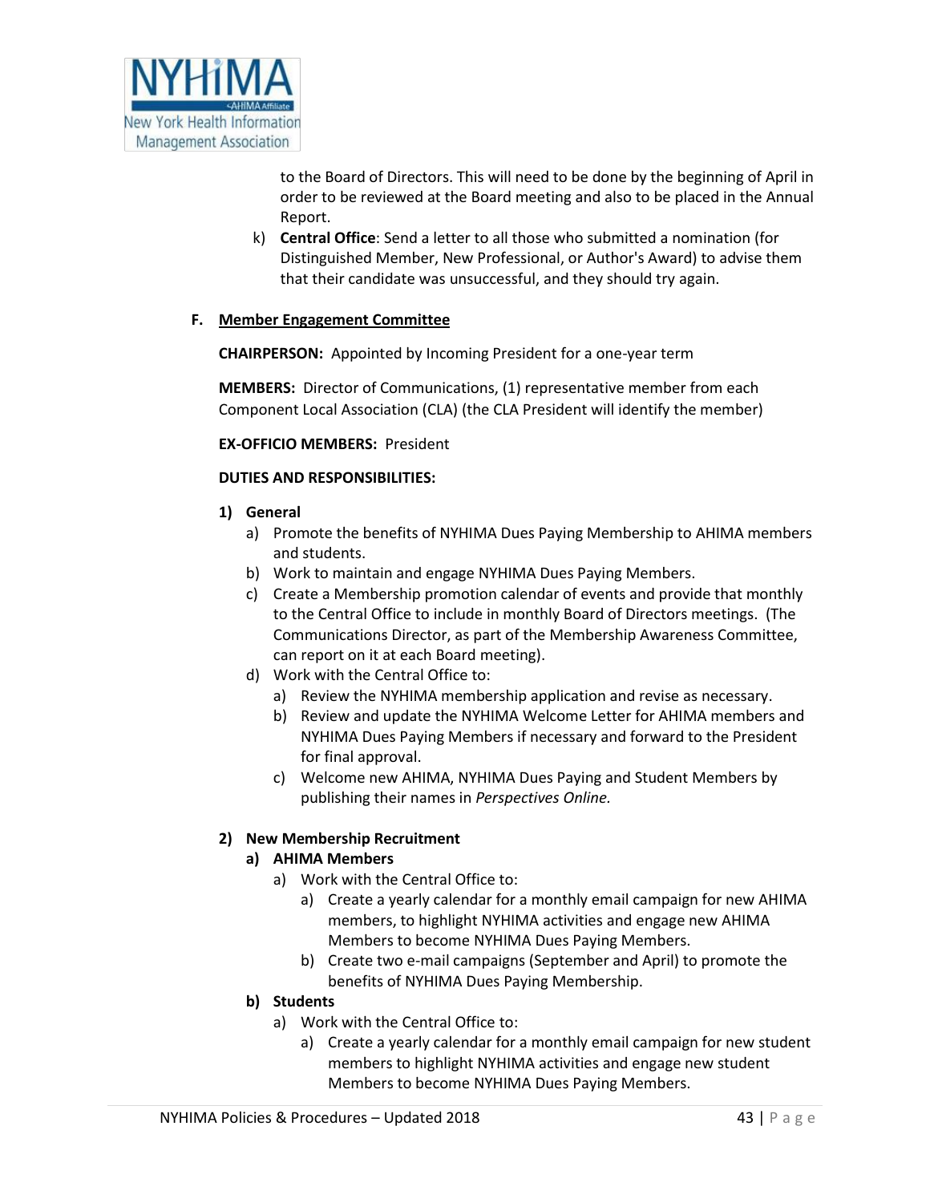to the Board of Directors. This will need to be done by the beginning of April in order to be reviewed at the Board meeting and also to be placed in the Annual Report.

k) **Central Office**: Send a letter to all those who submitted a nomination (for Distinguished Member, New Professional, or Author's Award) to advise them that their candidate was unsuccessful, and they should try again.

**F. <u>Member Engagement Committee</u>**

**CHAIRPERSON:** Appointed by Incoming President for a one-year term

**MEMBERS:** Director of Communications, (1) representative member from each Component Local Association (CLA) (the CLA President will identify the member)

**EX-OFFICIO MEMBERS:** President

**DUTIES AND RESPONSIBILITIES:**

**1) General**

a) Promote the benefits of NYHIMA Dues Paying Membership to AHIMA members and students.
b) Work to maintain and engage NYHIMA Dues Paying Members.
c) Create a Membership promotion calendar of events and provide that monthly to the Central Office to include in monthly Board of Directors meetings. (The Communications Director, as part of the Membership Awareness Committee, can report on it at each Board meeting).
d) Work with the Central Office to:
    a) Review the NYHIMA membership application and revise as necessary.
    b) Review and update the NYHIMA Welcome Letter for AHIMA members and NYHIMA Dues Paying Members if necessary and forward to the President for final approval.
    c) Welcome new AHIMA, NYHIMA Dues Paying and Student Members by publishing their names in *Perspectives Online.*

**2) New Membership Recruitment**

**a) AHIMA Members**

a) Work with the Central Office to:
    a) Create a yearly calendar for a monthly email campaign for new AHIMA members, to highlight NYHIMA activities and engage new AHIMA Members to become NYHIMA Dues Paying Members.
    b) Create two e-mail campaigns (September and April) to promote the benefits of NYHIMA Dues Paying Membership.

**b) Students**

a) Work with the Central Office to:
    a) Create a yearly calendar for a monthly email campaign for new student members to highlight NYHIMA activities and engage new student Members to become NYHIMA Dues Paying Members.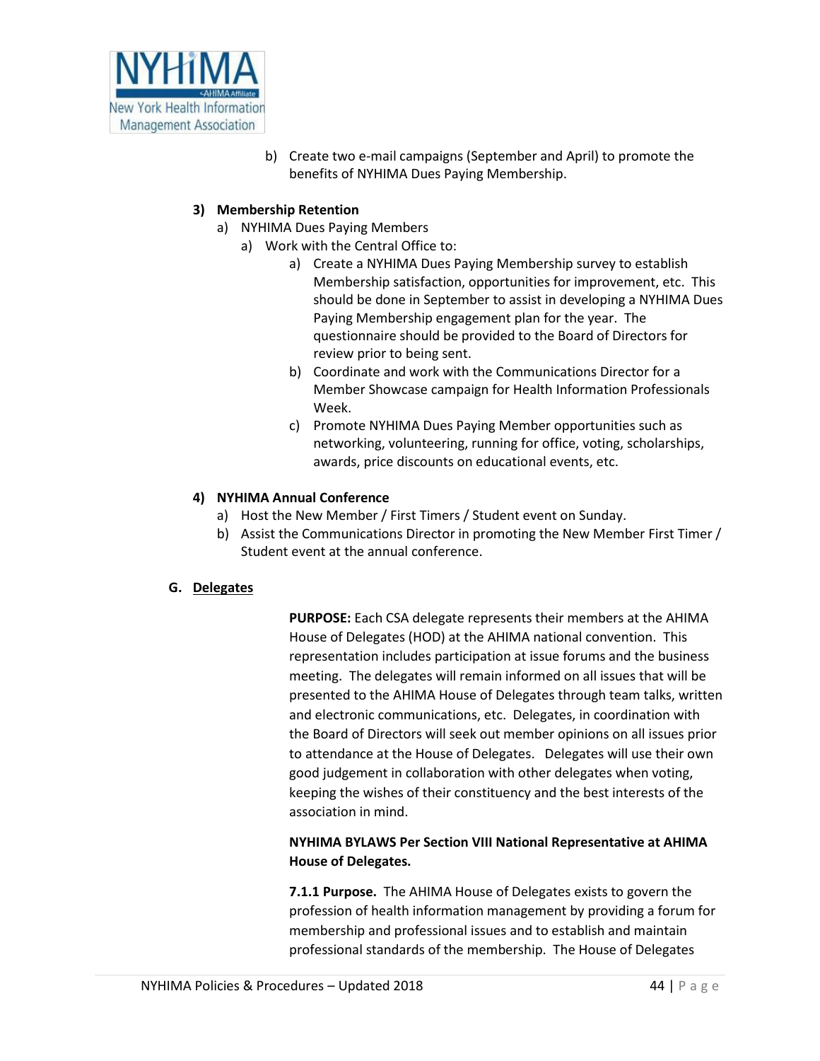b) Create two e-mail campaigns (September and April) to promote the benefits of NYHIMA Dues Paying Membership.

**3) Membership Retention**

a) NYHIMA Dues Paying Members

   a) Work with the Central Office to:

      a) Create a NYHIMA Dues Paying Membership survey to establish Membership satisfaction, opportunities for improvement, etc. This should be done in September to assist in developing a NYHIMA Dues Paying Membership engagement plan for the year. The questionnaire should be provided to the Board of Directors for review prior to being sent.

      b) Coordinate and work with the Communications Director for a Member Showcase campaign for Health Information Professionals Week.

      c) Promote NYHIMA Dues Paying Member opportunities such as networking, volunteering, running for office, voting, scholarships, awards, price discounts on educational events, etc.

**4) NYHIMA Annual Conference**

a) Host the New Member / First Timers / Student event on Sunday.

b) Assist the Communications Director in promoting the New Member First Timer / Student event at the annual conference.

## G. Delegates

**PURPOSE:** Each CSA delegate represents their members at the AHIMA House of Delegates (HOD) at the AHIMA national convention. This representation includes participation at issue forums and the business meeting. The delegates will remain informed on all issues that will be presented to the AHIMA House of Delegates through team talks, written and electronic communications, etc. Delegates, in coordination with the Board of Directors will seek out member opinions on all issues prior to attendance at the House of Delegates. Delegates will use their own good judgement in collaboration with other delegates when voting, keeping the wishes of their constituency and the best interests of the association in mind.

**NYHIMA BYLAWS Per Section VIII National Representative at AHIMA House of Delegates.**

**7.1.1 Purpose.** The AHIMA House of Delegates exists to govern the profession of health information management by providing a forum for membership and professional issues and to establish and maintain professional standards of the membership. The House of Delegates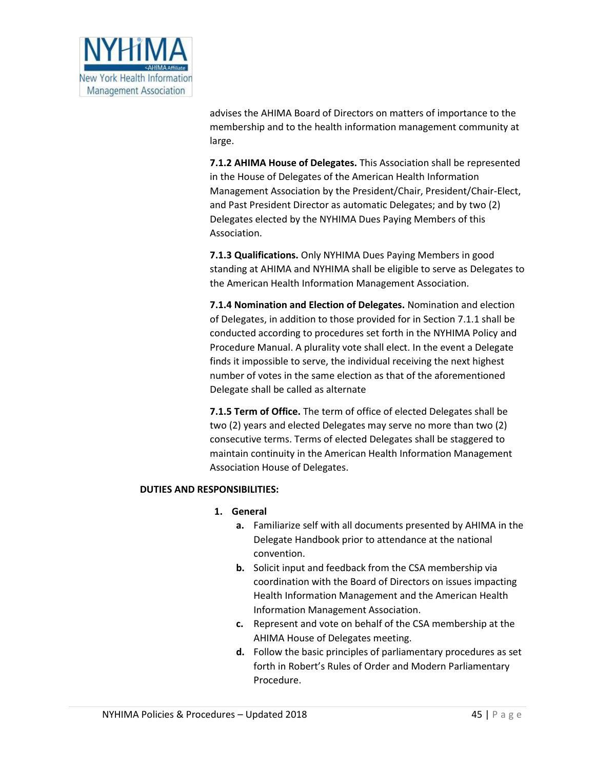advises the AHIMA Board of Directors on matters of importance to the membership and to the health information management community at large.

**7.1.2 AHIMA House of Delegates.** This Association shall be represented in the House of Delegates of the American Health Information Management Association by the President/Chair, President/Chair-Elect, and Past President Director as automatic Delegates; and by two (2) Delegates elected by the NYHIMA Dues Paying Members of this Association.

**7.1.3 Qualifications.** Only NYHIMA Dues Paying Members in good standing at AHIMA and NYHIMA shall be eligible to serve as Delegates to the American Health Information Management Association.

**7.1.4 Nomination and Election of Delegates.** Nomination and election of Delegates, in addition to those provided for in Section 7.1.1 shall be conducted according to procedures set forth in the NYHIMA Policy and Procedure Manual. A plurality vote shall elect. In the event a Delegate finds it impossible to serve, the individual receiving the next highest number of votes in the same election as that of the aforementioned Delegate shall be called as alternate

**7.1.5 Term of Office.** The term of office of elected Delegates shall be two (2) years and elected Delegates may serve no more than two (2) consecutive terms. Terms of elected Delegates shall be staggered to maintain continuity in the American Health Information Management Association House of Delegates.

**DUTIES AND RESPONSIBILITIES:**

1. **General**
   - **a.** Familiarize self with all documents presented by AHIMA in the Delegate Handbook prior to attendance at the national convention.
   - **b.** Solicit input and feedback from the CSA membership via coordination with the Board of Directors on issues impacting Health Information Management and the American Health Information Management Association.
   - **c.** Represent and vote on behalf of the CSA membership at the AHIMA House of Delegates meeting.
   - **d.** Follow the basic principles of parliamentary procedures as set forth in Robert's Rules of Order and Modern Parliamentary Procedure.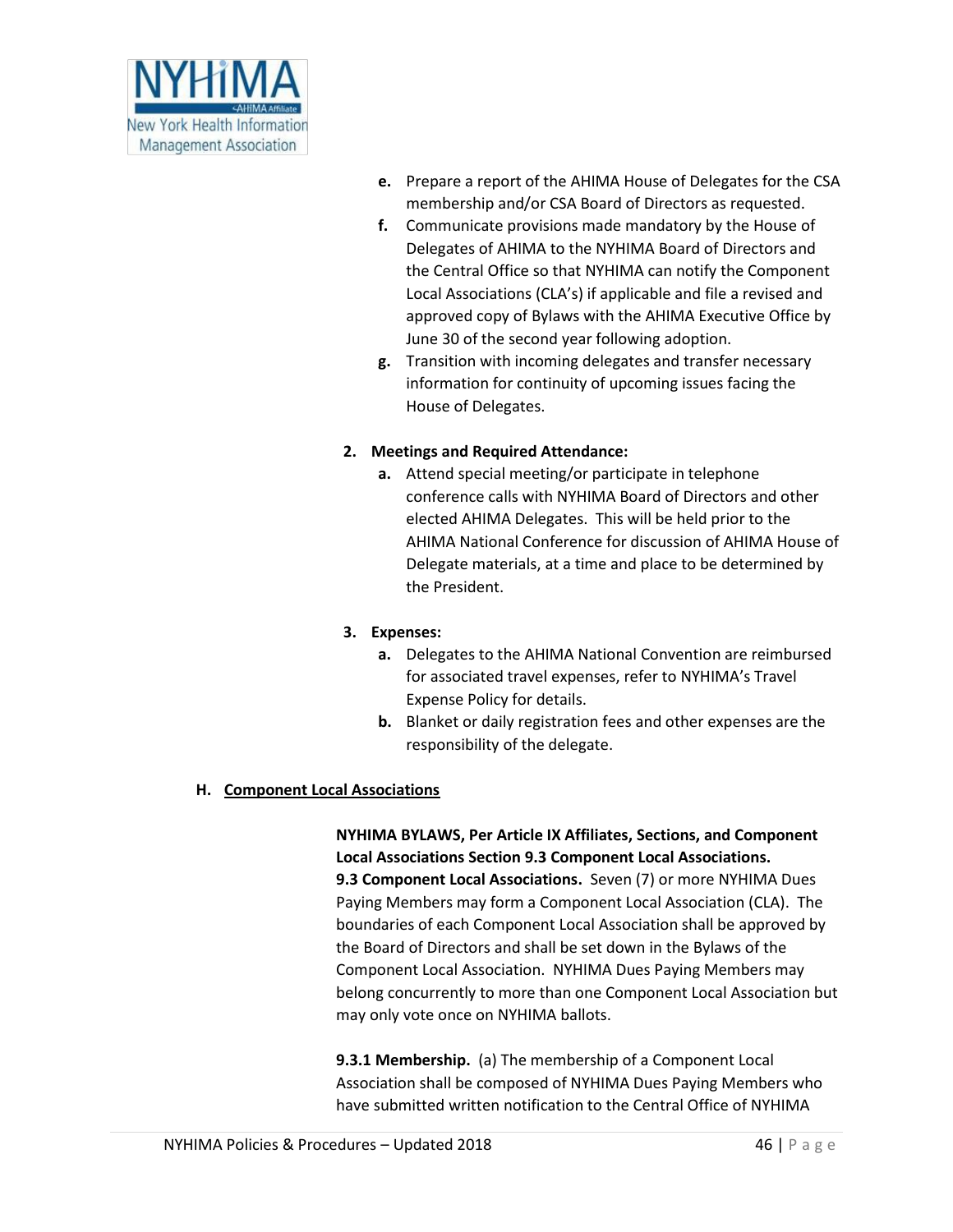e. Prepare a report of the AHIMA House of Delegates for the CSA membership and/or CSA Board of Directors as requested.

f. Communicate provisions made mandatory by the House of Delegates of AHIMA to the NYHIMA Board of Directors and the Central Office so that NYHIMA can notify the Component Local Associations (CLA's) if applicable and file a revised and approved copy of Bylaws with the AHIMA Executive Office by June 30 of the second year following adoption.

g. Transition with incoming delegates and transfer necessary information for continuity of upcoming issues facing the House of Delegates.

**2. Meetings and Required Attendance:**

a. Attend special meeting/or participate in telephone conference calls with NYHIMA Board of Directors and other elected AHIMA Delegates. This will be held prior to the AHIMA National Conference for discussion of AHIMA House of Delegate materials, at a time and place to be determined by the President.

**3. Expenses:**

a. Delegates to the AHIMA National Convention are reimbursed for associated travel expenses, refer to NYHIMA's Travel Expense Policy for details.

b. Blanket or daily registration fees and other expenses are the responsibility of the delegate.

## H. Component Local Associations

**NYHIMA BYLAWS, Per Article IX Affiliates, Sections, and Component Local Associations Section 9.3 Component Local Associations.**

**9.3 Component Local Associations.** Seven (7) or more NYHIMA Dues Paying Members may form a Component Local Association (CLA). The boundaries of each Component Local Association shall be approved by the Board of Directors and shall be set down in the Bylaws of the Component Local Association. NYHIMA Dues Paying Members may belong concurrently to more than one Component Local Association but may only vote once on NYHIMA ballots.

**9.3.1 Membership.** (a) The membership of a Component Local Association shall be composed of NYHIMA Dues Paying Members who have submitted written notification to the Central Office of NYHIMA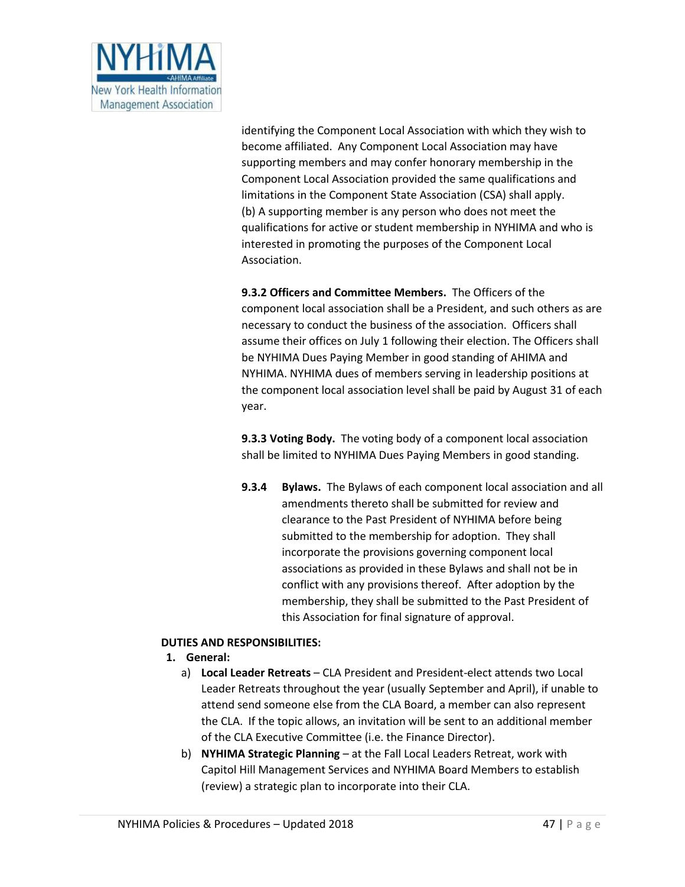identifying the Component Local Association with which they wish to become affiliated. Any Component Local Association may have supporting members and may confer honorary membership in the Component Local Association provided the same qualifications and limitations in the Component State Association (CSA) shall apply.
(b) A supporting member is any person who does not meet the qualifications for active or student membership in NYHIMA and who is interested in promoting the purposes of the Component Local Association.

**9.3.2 Officers and Committee Members.** The Officers of the component local association shall be a President, and such others as are necessary to conduct the business of the association. Officers shall assume their offices on July 1 following their election. The Officers shall be NYHIMA Dues Paying Member in good standing of AHIMA and NYHIMA. NYHIMA dues of members serving in leadership positions at the component local association level shall be paid by August 31 of each year.

**9.3.3 Voting Body.** The voting body of a component local association shall be limited to NYHIMA Dues Paying Members in good standing.

**9.3.4 Bylaws.** The Bylaws of each component local association and all amendments thereto shall be submitted for review and clearance to the Past President of NYHIMA before being submitted to the membership for adoption. They shall incorporate the provisions governing component local associations as provided in these Bylaws and shall not be in conflict with any provisions thereof. After adoption by the membership, they shall be submitted to the Past President of this Association for final signature of approval.

**DUTIES AND RESPONSIBILITIES:**

1. **General:**
   a) **Local Leader Retreats** – CLA President and President-elect attends two Local Leader Retreats throughout the year (usually September and April), if unable to attend send someone else from the CLA Board, a member can also represent the CLA. If the topic allows, an invitation will be sent to an additional member of the CLA Executive Committee (i.e. the Finance Director).
   b) **NYHIMA Strategic Planning** – at the Fall Local Leaders Retreat, work with Capitol Hill Management Services and NYHIMA Board Members to establish (review) a strategic plan to incorporate into their CLA.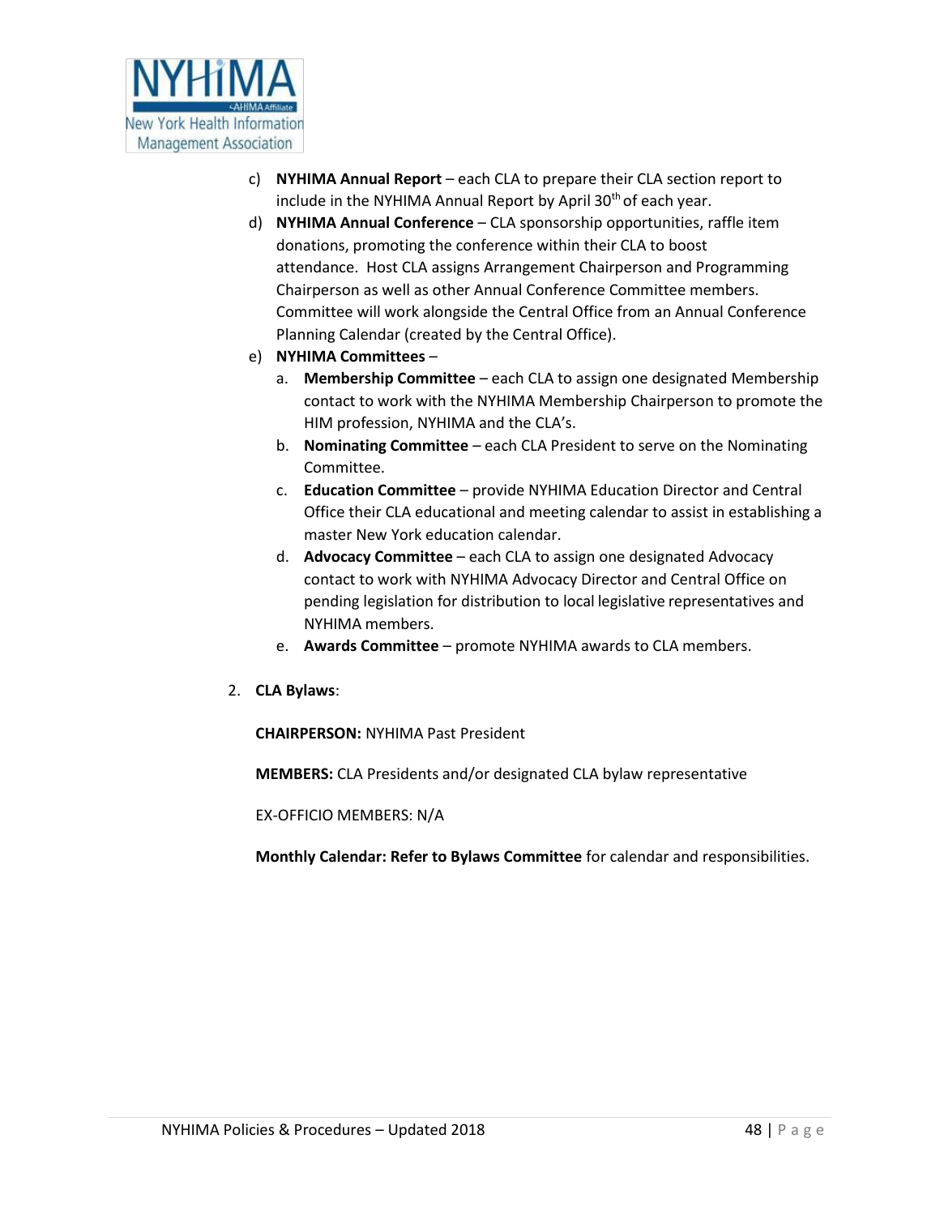c) **NYHIMA Annual Report** – each CLA to prepare their CLA section report to include in the NYHIMA Annual Report by April 30th of each year.

d) **NYHIMA Annual Conference** – CLA sponsorship opportunities, raffle item donations, promoting the conference within their CLA to boost attendance. Host CLA assigns Arrangement Chairperson and Programming Chairperson as well as other Annual Conference Committee members. Committee will work alongside the Central Office from an Annual Conference Planning Calendar (created by the Central Office).

e) **NYHIMA Committees** –

   a. **Membership Committee** – each CLA to assign one designated Membership contact to work with the NYHIMA Membership Chairperson to promote the HIM profession, NYHIMA and the CLA's.

   b. **Nominating Committee** – each CLA President to serve on the Nominating Committee.

   c. **Education Committee** – provide NYHIMA Education Director and Central Office their CLA educational and meeting calendar to assist in establishing a master New York education calendar.

   d. **Advocacy Committee** – each CLA to assign one designated Advocacy contact to work with NYHIMA Advocacy Director and Central Office on pending legislation for distribution to local legislative representatives and NYHIMA members.

   e. **Awards Committee** – promote NYHIMA awards to CLA members.

2. **CLA Bylaws**:

   **CHAIRPERSON:** NYHIMA Past President

   **MEMBERS:** CLA Presidents and/or designated CLA bylaw representative

   EX-OFFICIO MEMBERS: N/A

   **Monthly Calendar: Refer to Bylaws Committee** for calendar and responsibilities.